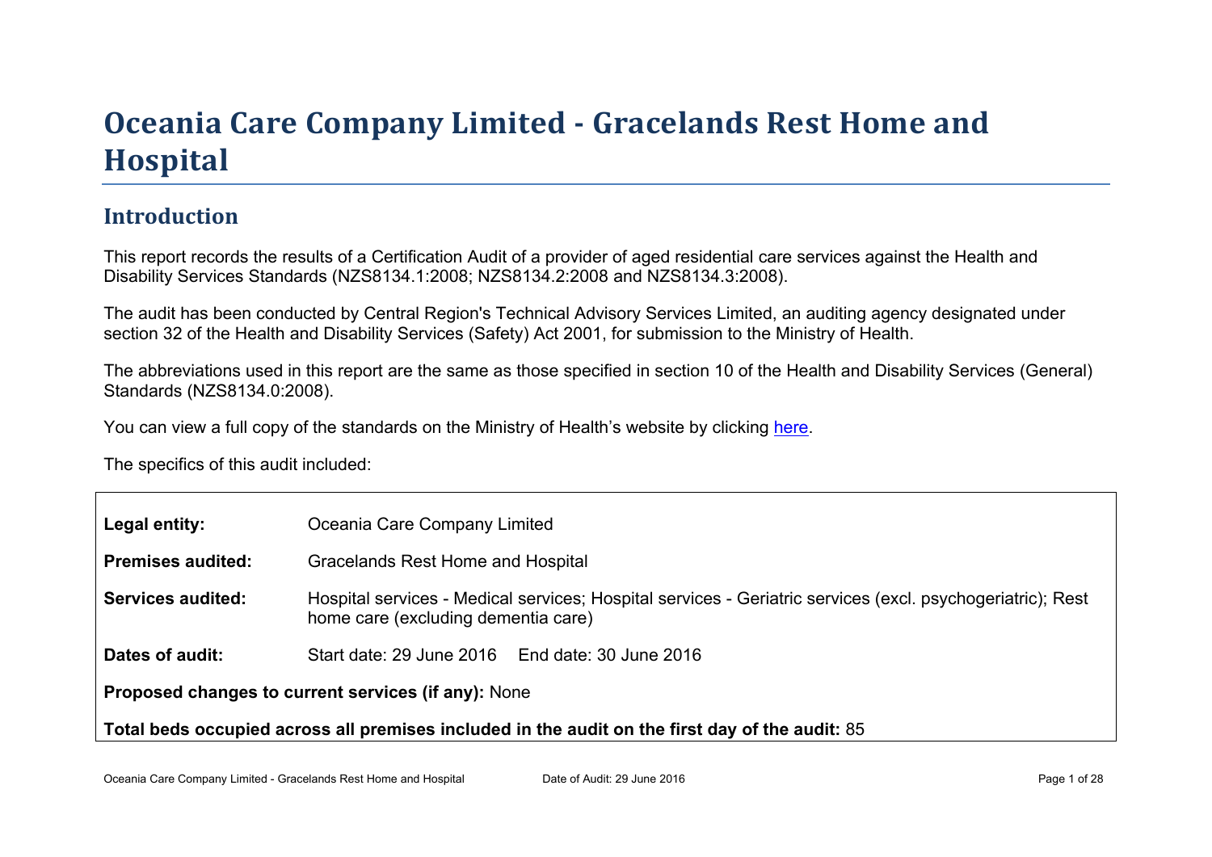# Oceania Care Company Limited - Gracelands Rest Home and Hospital

## Introduction

This report records the results of a Certification Audit of a provider of aged residential care services against the Health and Disability Services Standards (NZS8134.1:2008; NZS8134.2:2008 and NZS8134.3:2008).

The audit has been conducted by Central Region's Technical Advisory Services Limited, an auditing agency designated under section 32 of the Health and Disability Services (Safety) Act 2001, for submission to the Ministry of Health.

The abbreviations used in this report are the same as those specified in section 10 of the Health and Disability Services (General) Standards (NZS8134.0:2008).

You can view a full copy of the standards on the Ministry of Health's website by clicking here.

The specifics of this audit included:

| | |
|---|---|
| **Legal entity:** | Oceania Care Company Limited |
| **Premises audited:** | Gracelands Rest Home and Hospital |
| **Services audited:** | Hospital services - Medical services; Hospital services - Geriatric services (excl. psychogeriatric); Rest home care (excluding dementia care) |
| **Dates of audit:** | Start date: 29 June 2016 End date: 30 June 2016 |

**Proposed changes to current services (if any):** None

**Total beds occupied across all premises included in the audit on the first day of the audit:** 85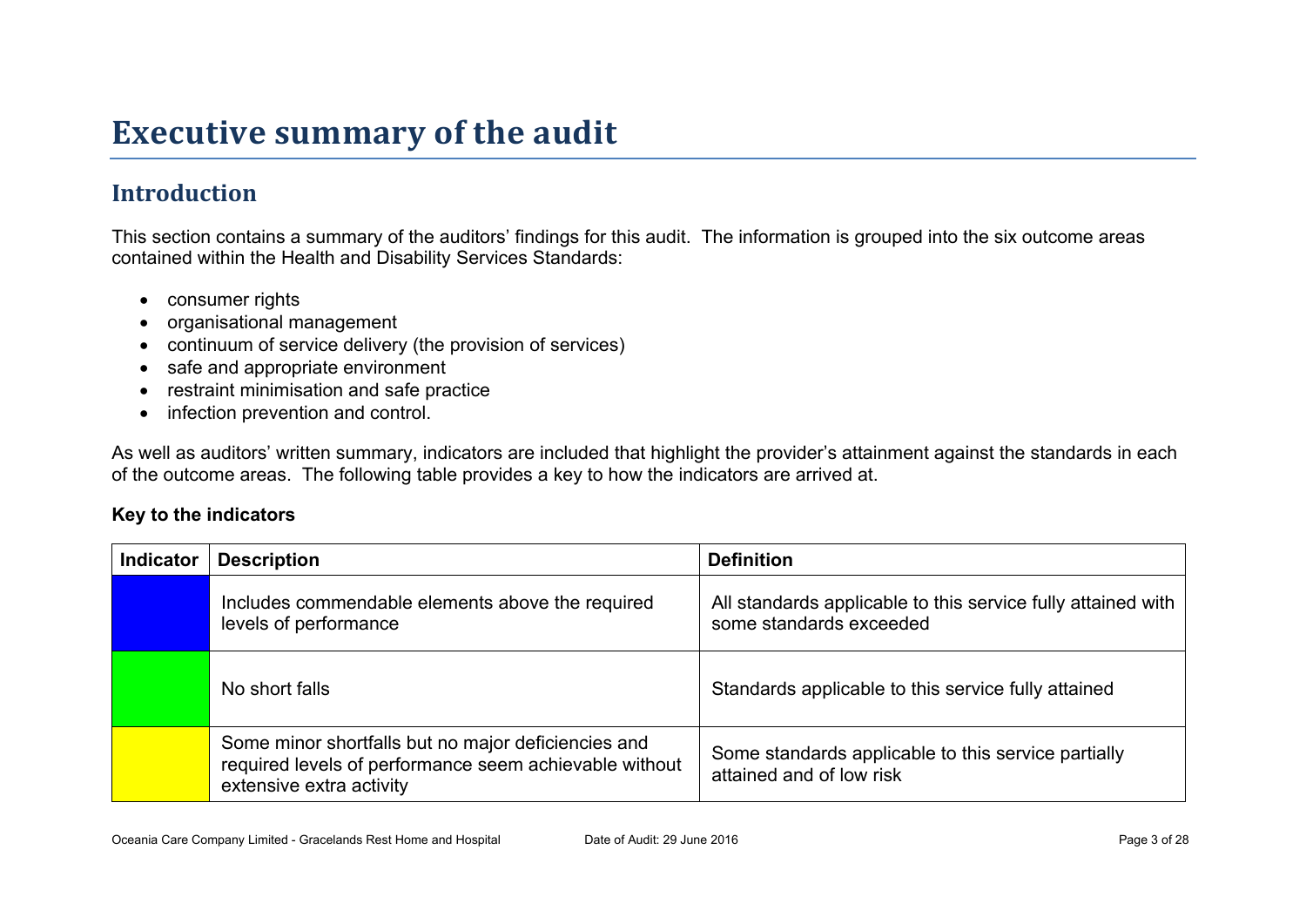# Executive summary of the audit

## Introduction

This section contains a summary of the auditors' findings for this audit. The information is grouped into the six outcome areas contained within the Health and Disability Services Standards:

- consumer rights
- organisational management
- continuum of service delivery (the provision of services)
- safe and appropriate environment
- restraint minimisation and safe practice
- infection prevention and control.

As well as auditors' written summary, indicators are included that highlight the provider's attainment against the standards in each of the outcome areas. The following table provides a key to how the indicators are arrived at.

**Key to the indicators**

| Indicator | Description | Definition |
|---|---|---|
| | Includes commendable elements above the required levels of performance | All standards applicable to this service fully attained with some standards exceeded |
| | No short falls | Standards applicable to this service fully attained |
| | Some minor shortfalls but no major deficiencies and required levels of performance seem achievable without extensive extra activity | Some standards applicable to this service partially attained and of low risk |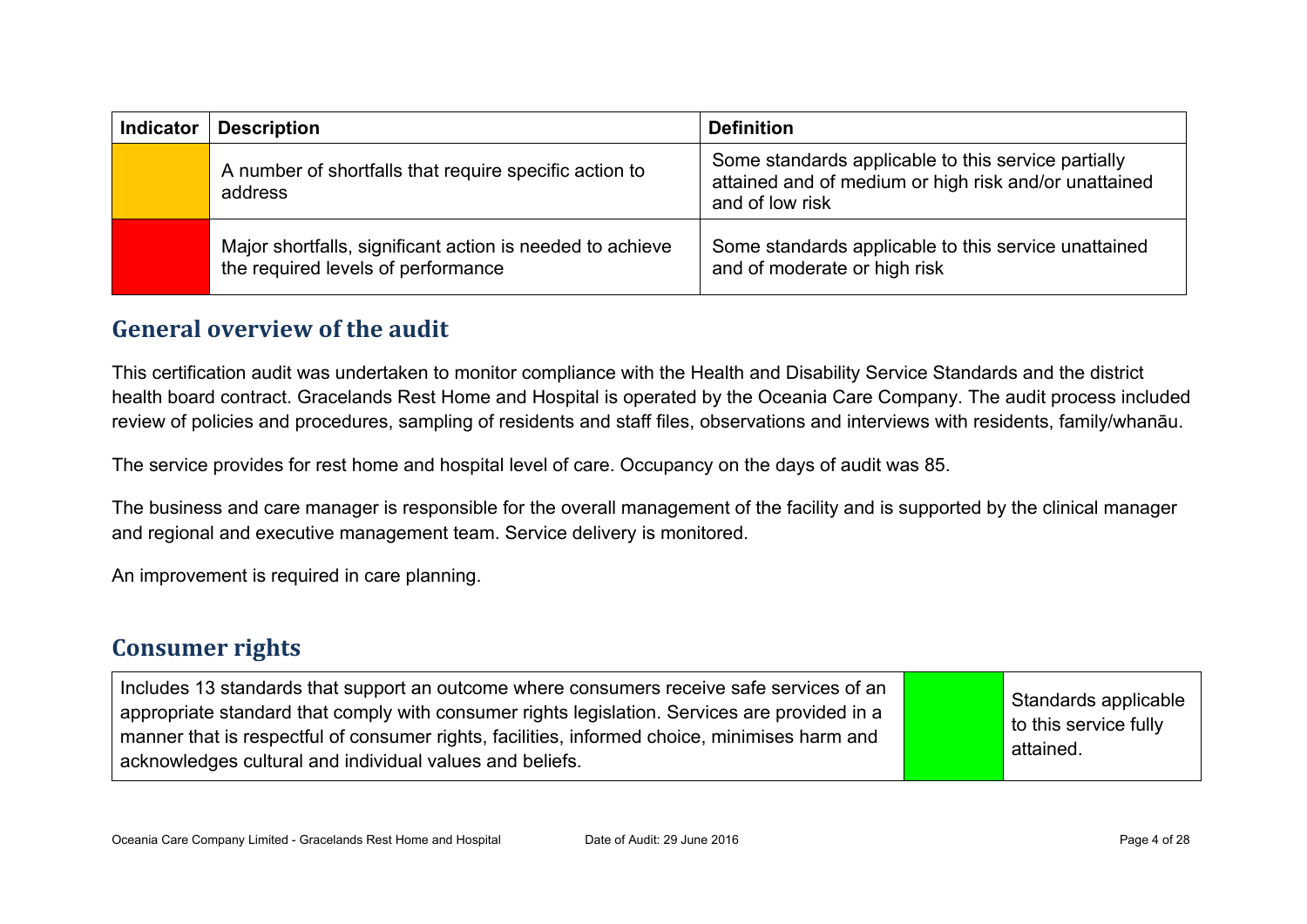| Indicator | Description | Definition |
| --- | --- | --- |
| | A number of shortfalls that require specific action to address | Some standards applicable to this service partially attained and of medium or high risk and/or unattained and of low risk |
| | Major shortfalls, significant action is needed to achieve the required levels of performance | Some standards applicable to this service unattained and of moderate or high risk |

## General overview of the audit

This certification audit was undertaken to monitor compliance with the Health and Disability Service Standards and the district health board contract. Gracelands Rest Home and Hospital is operated by the Oceania Care Company. The audit process included review of policies and procedures, sampling of residents and staff files, observations and interviews with residents, family/whanāu.

The service provides for rest home and hospital level of care. Occupancy on the days of audit was 85.

The business and care manager is responsible for the overall management of the facility and is supported by the clinical manager and regional and executive management team. Service delivery is monitored.

An improvement is required in care planning.

## Consumer rights

| | | |
| --- | --- | --- |
| Includes 13 standards that support an outcome where consumers receive safe services of an appropriate standard that comply with consumer rights legislation. Services are provided in a manner that is respectful of consumer rights, facilities, informed choice, minimises harm and acknowledges cultural and individual values and beliefs. | | Standards applicable to this service fully attained. |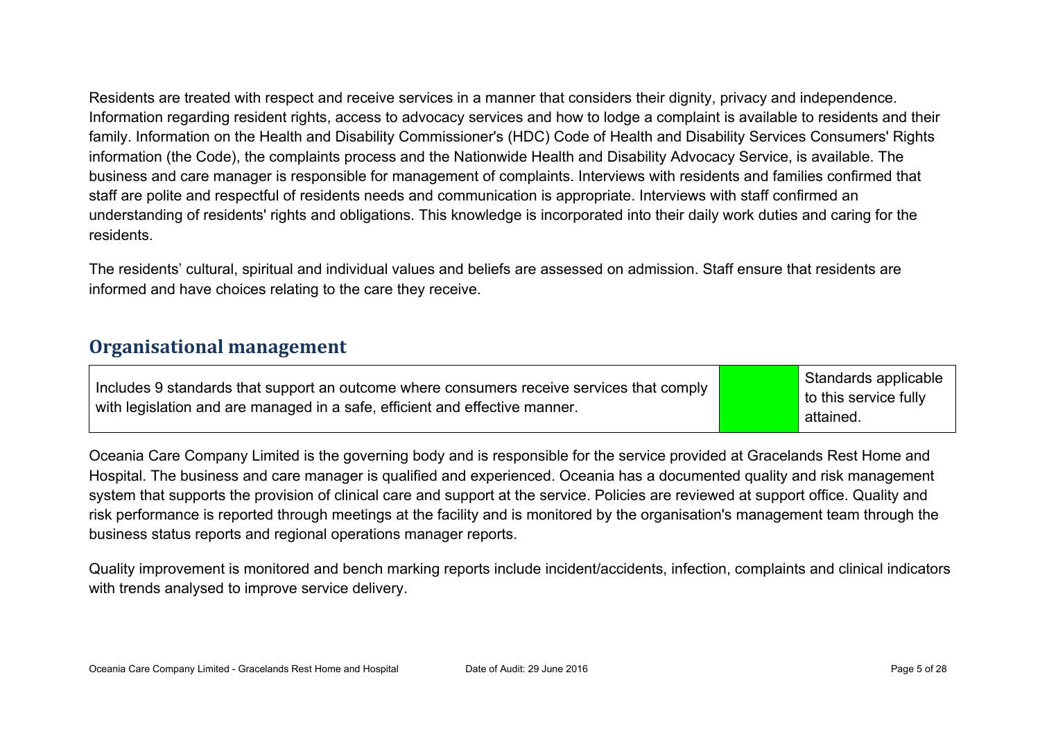Residents are treated with respect and receive services in a manner that considers their dignity, privacy and independence. Information regarding resident rights, access to advocacy services and how to lodge a complaint is available to residents and their family. Information on the Health and Disability Commissioner's (HDC) Code of Health and Disability Services Consumers' Rights information (the Code), the complaints process and the Nationwide Health and Disability Advocacy Service, is available. The business and care manager is responsible for management of complaints. Interviews with residents and families confirmed that staff are polite and respectful of residents needs and communication is appropriate. Interviews with staff confirmed an understanding of residents' rights and obligations. This knowledge is incorporated into their daily work duties and caring for the residents.

The residents' cultural, spiritual and individual values and beliefs are assessed on admission. Staff ensure that residents are informed and have choices relating to the care they receive.

## Organisational management

| Includes 9 standards that support an outcome where consumers receive services that comply with legislation and are managed in a safe, efficient and effective manner. | | Standards applicable to this service fully attained. |
|---|---|---|

Oceania Care Company Limited is the governing body and is responsible for the service provided at Gracelands Rest Home and Hospital. The business and care manager is qualified and experienced. Oceania has a documented quality and risk management system that supports the provision of clinical care and support at the service. Policies are reviewed at support office. Quality and risk performance is reported through meetings at the facility and is monitored by the organisation's management team through the business status reports and regional operations manager reports.

Quality improvement is monitored and bench marking reports include incident/accidents, infection, complaints and clinical indicators with trends analysed to improve service delivery.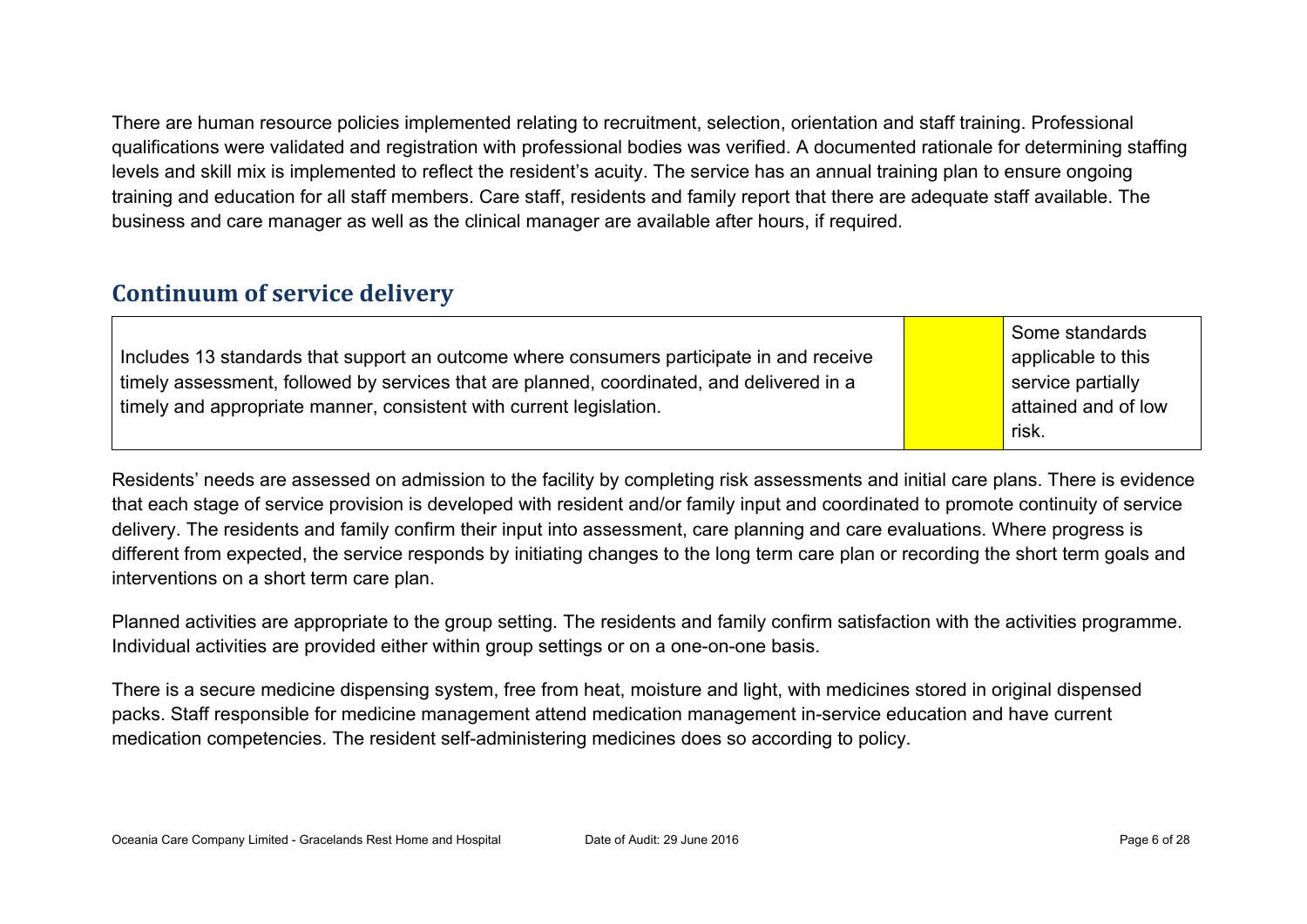There are human resource policies implemented relating to recruitment, selection, orientation and staff training. Professional qualifications were validated and registration with professional bodies was verified. A documented rationale for determining staffing levels and skill mix is implemented to reflect the resident's acuity. The service has an annual training plan to ensure ongoing training and education for all staff members. Care staff, residents and family report that there are adequate staff available. The business and care manager as well as the clinical manager are available after hours, if required.

## Continuum of service delivery

| | | |
|---|---|---|
| Includes 13 standards that support an outcome where consumers participate in and receive timely assessment, followed by services that are planned, coordinated, and delivered in a timely and appropriate manner, consistent with current legislation. | | Some standards applicable to this service partially attained and of low risk. |

Residents' needs are assessed on admission to the facility by completing risk assessments and initial care plans. There is evidence that each stage of service provision is developed with resident and/or family input and coordinated to promote continuity of service delivery. The residents and family confirm their input into assessment, care planning and care evaluations. Where progress is different from expected, the service responds by initiating changes to the long term care plan or recording the short term goals and interventions on a short term care plan.

Planned activities are appropriate to the group setting. The residents and family confirm satisfaction with the activities programme. Individual activities are provided either within group settings or on a one-on-one basis.

There is a secure medicine dispensing system, free from heat, moisture and light, with medicines stored in original dispensed packs. Staff responsible for medicine management attend medication management in-service education and have current medication competencies. The resident self-administering medicines does so according to policy.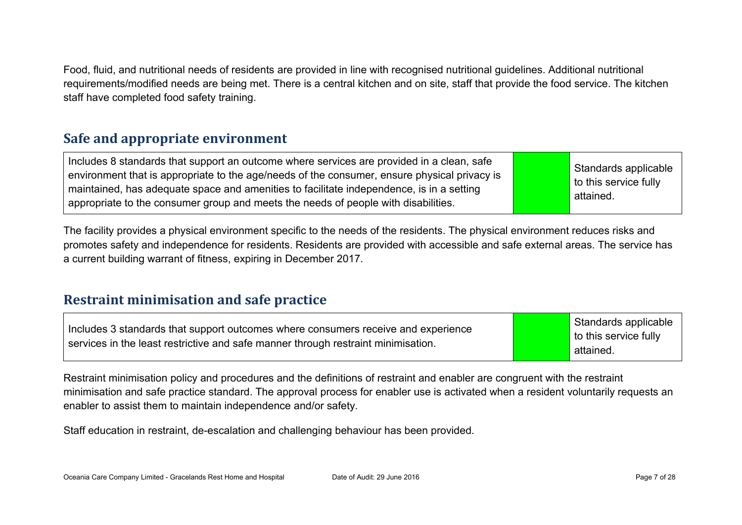Food, fluid, and nutritional needs of residents are provided in line with recognised nutritional guidelines. Additional nutritional requirements/modified needs are being met. There is a central kitchen and on site, staff that provide the food service. The kitchen staff have completed food safety training.

## Safe and appropriate environment

| | | |
|---|---|---|
| Includes 8 standards that support an outcome where services are provided in a clean, safe environment that is appropriate to the age/needs of the consumer, ensure physical privacy is maintained, has adequate space and amenities to facilitate independence, is in a setting appropriate to the consumer group and meets the needs of people with disabilities. | | Standards applicable to this service fully attained. |

The facility provides a physical environment specific to the needs of the residents. The physical environment reduces risks and promotes safety and independence for residents. Residents are provided with accessible and safe external areas. The service has a current building warrant of fitness, expiring in December 2017.

## Restraint minimisation and safe practice

| | | |
|---|---|---|
| Includes 3 standards that support outcomes where consumers receive and experience services in the least restrictive and safe manner through restraint minimisation. | | Standards applicable to this service fully attained. |

Restraint minimisation policy and procedures and the definitions of restraint and enabler are congruent with the restraint minimisation and safe practice standard. The approval process for enabler use is activated when a resident voluntarily requests an enabler to assist them to maintain independence and/or safety.

Staff education in restraint, de-escalation and challenging behaviour has been provided.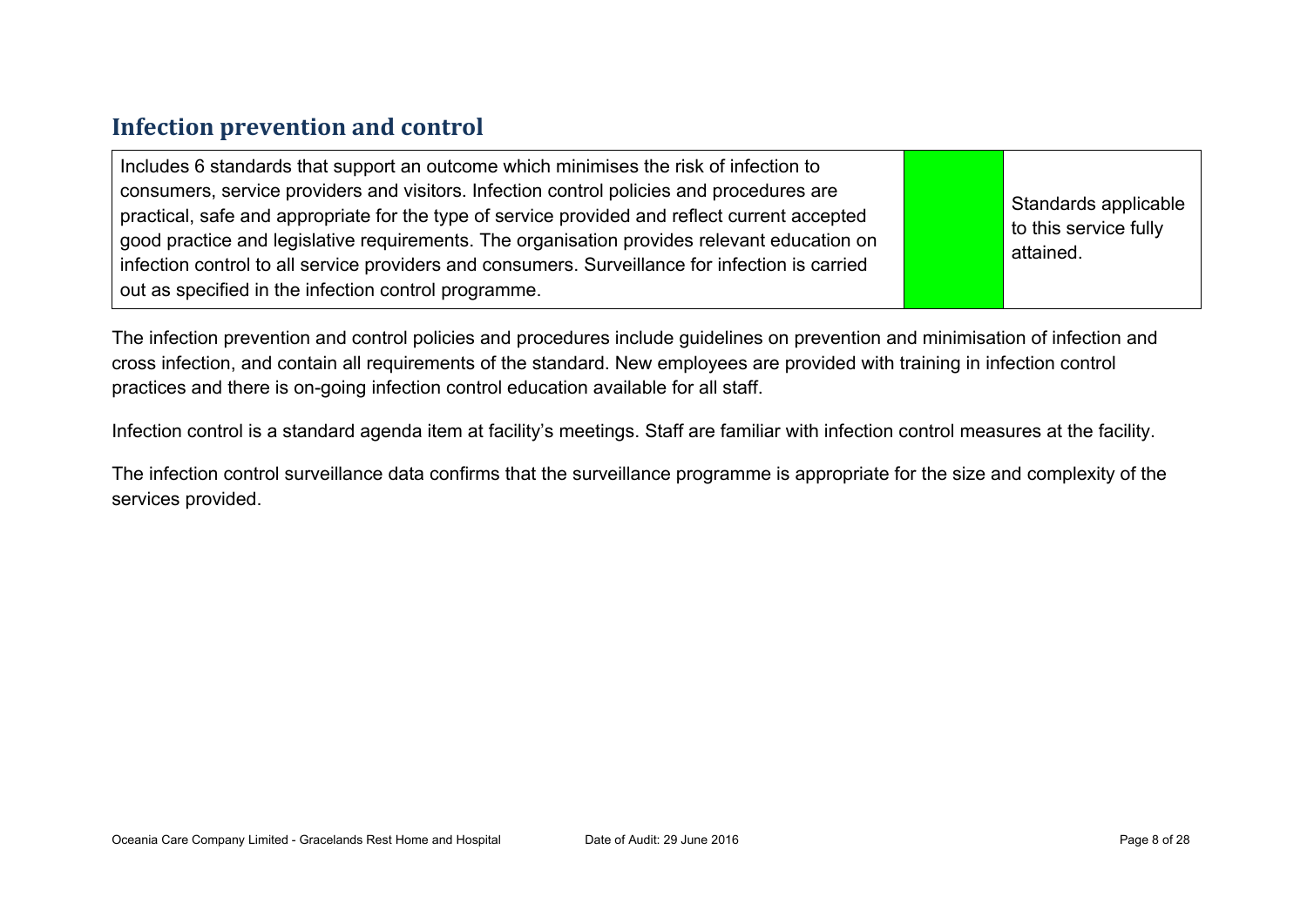## Infection prevention and control

| Includes 6 standards that support an outcome which minimises the risk of infection to consumers, service providers and visitors. Infection control policies and procedures are practical, safe and appropriate for the type of service provided and reflect current accepted good practice and legislative requirements. The organisation provides relevant education on infection control to all service providers and consumers. Surveillance for infection is carried out as specified in the infection control programme. | | Standards applicable to this service fully attained. |
|---|---|---|

The infection prevention and control policies and procedures include guidelines on prevention and minimisation of infection and cross infection, and contain all requirements of the standard. New employees are provided with training in infection control practices and there is on-going infection control education available for all staff.

Infection control is a standard agenda item at facility's meetings. Staff are familiar with infection control measures at the facility.

The infection control surveillance data confirms that the surveillance programme is appropriate for the size and complexity of the services provided.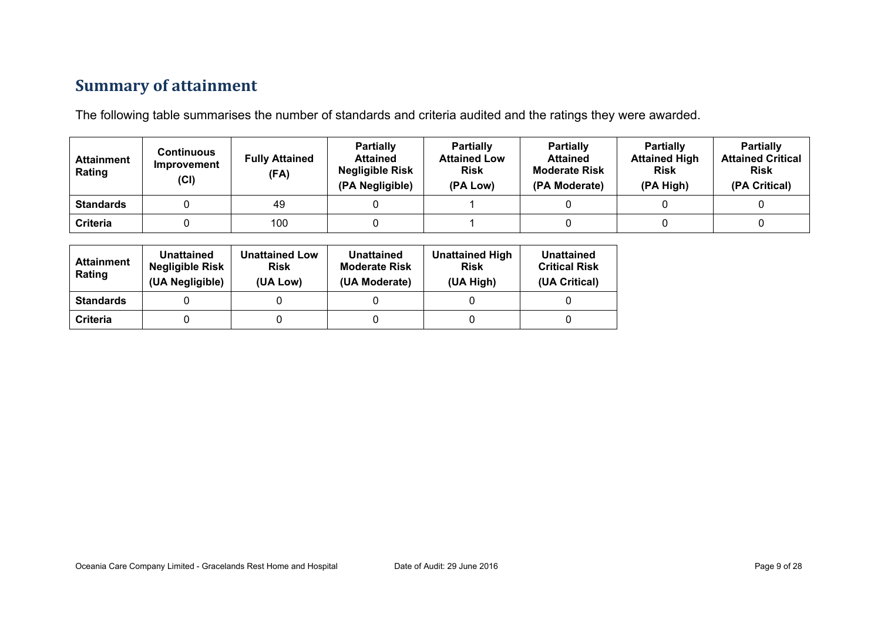## Summary of attainment

The following table summarises the number of standards and criteria audited and the ratings they were awarded.

| Attainment Rating | Continuous Improvement (CI) | Fully Attained (FA) | Partially Attained Negligible Risk (PA Negligible) | Partially Attained Low Risk (PA Low) | Partially Attained Moderate Risk (PA Moderate) | Partially Attained High Risk (PA High) | Partially Attained Critical Risk (PA Critical) |
|---|---|---|---|---|---|---|---|
| **Standards** | 0 | 49 | 0 | 1 | 0 | 0 | 0 |
| **Criteria** | 0 | 100 | 0 | 1 | 0 | 0 | 0 |

| Attainment Rating | Unattained Negligible Risk (UA Negligible) | Unattained Low Risk (UA Low) | Unattained Moderate Risk (UA Moderate) | Unattained High Risk (UA High) | Unattained Critical Risk (UA Critical) |
|---|---|---|---|---|---|
| **Standards** | 0 | 0 | 0 | 0 | 0 |
| **Criteria** | 0 | 0 | 0 | 0 | 0 |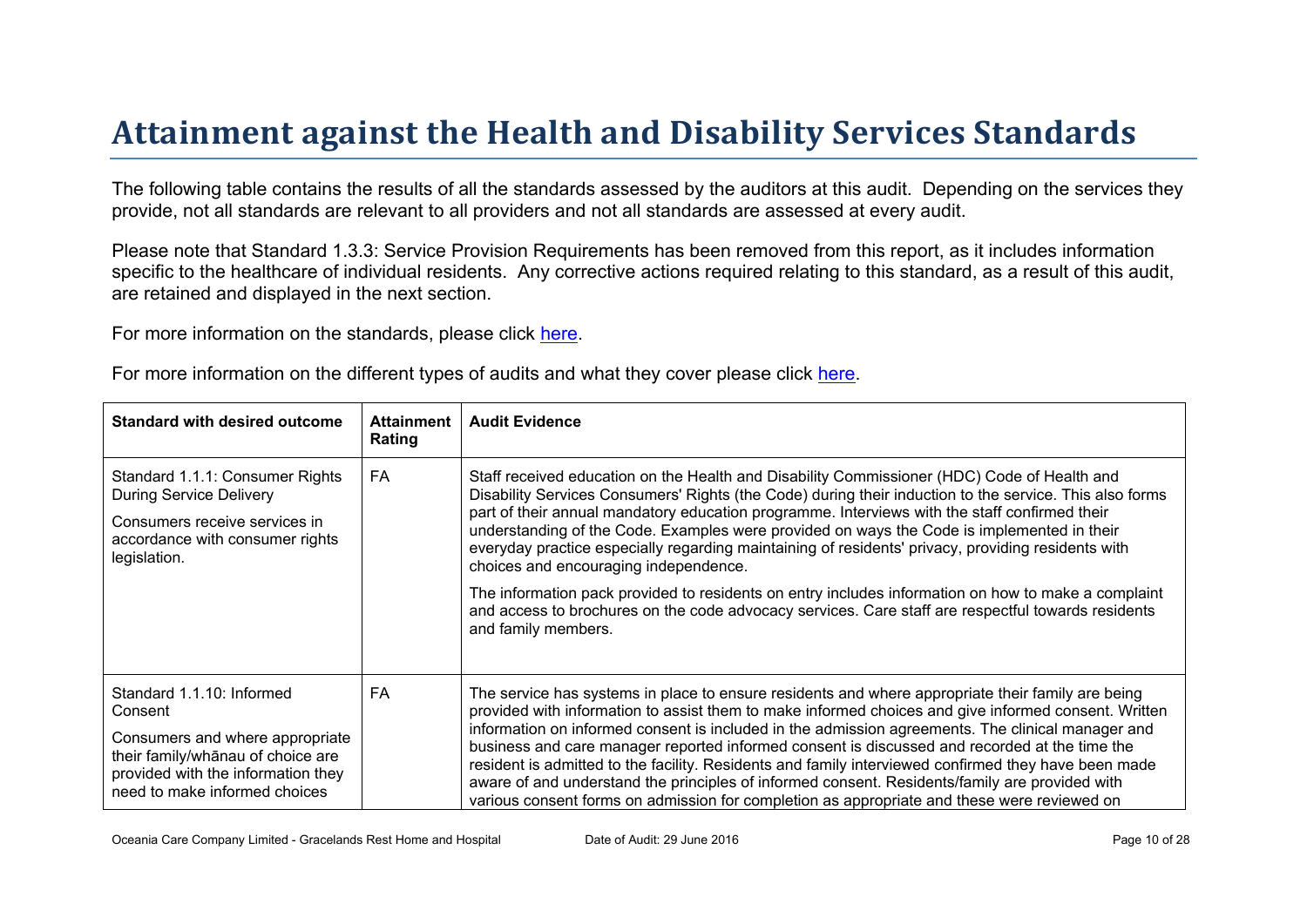# Attainment against the Health and Disability Services Standards

The following table contains the results of all the standards assessed by the auditors at this audit. Depending on the services they provide, not all standards are relevant to all providers and not all standards are assessed at every audit.

Please note that Standard 1.3.3: Service Provision Requirements has been removed from this report, as it includes information specific to the healthcare of individual residents. Any corrective actions required relating to this standard, as a result of this audit, are retained and displayed in the next section.

For more information on the standards, please click here.

For more information on the different types of audits and what they cover please click here.

| Standard with desired outcome | Attainment Rating | Audit Evidence |
|---|---|---|
| Standard 1.1.1: Consumer Rights During Service Delivery<br><br>Consumers receive services in accordance with consumer rights legislation. | FA | Staff received education on the Health and Disability Commissioner (HDC) Code of Health and Disability Services Consumers' Rights (the Code) during their induction to the service. This also forms part of their annual mandatory education programme. Interviews with the staff confirmed their understanding of the Code. Examples were provided on ways the Code is implemented in their everyday practice especially regarding maintaining of residents' privacy, providing residents with choices and encouraging independence.<br><br>The information pack provided to residents on entry includes information on how to make a complaint and access to brochures on the code advocacy services. Care staff are respectful towards residents and family members. |
| Standard 1.1.10: Informed Consent<br><br>Consumers and where appropriate their family/whānau of choice are provided with the information they need to make informed choices | FA | The service has systems in place to ensure residents and where appropriate their family are being provided with information to assist them to make informed choices and give informed consent. Written information on informed consent is included in the admission agreements. The clinical manager and business and care manager reported informed consent is discussed and recorded at the time the resident is admitted to the facility. Residents and family interviewed confirmed they have been made aware of and understand the principles of informed consent. Residents/family are provided with various consent forms on admission for completion as appropriate and these were reviewed on |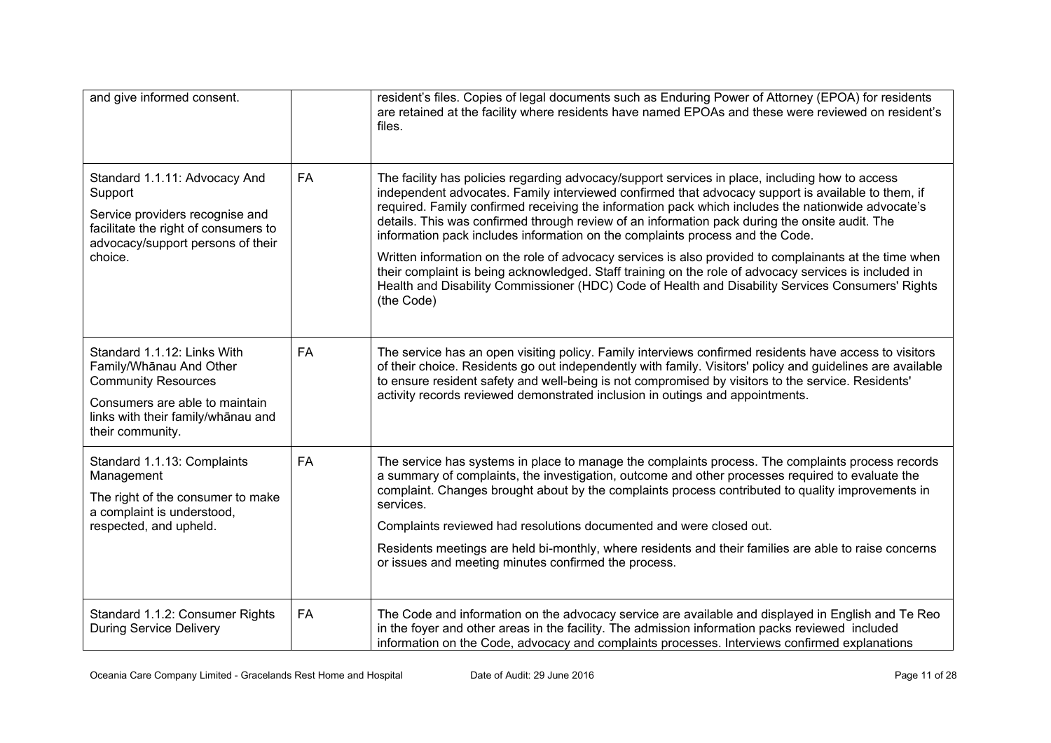| | | |
|---|---|---|
| and give informed consent. | | resident's files. Copies of legal documents such as Enduring Power of Attorney (EPOA) for residents are retained at the facility where residents have named EPOAs and these were reviewed on resident's files. |
| Standard 1.1.11: Advocacy And Support<br><br>Service providers recognise and facilitate the right of consumers to advocacy/support persons of their choice. | FA | The facility has policies regarding advocacy/support services in place, including how to access independent advocates. Family interviewed confirmed that advocacy support is available to them, if required. Family confirmed receiving the information pack which includes the nationwide advocate's details. This was confirmed through review of an information pack during the onsite audit. The information pack includes information on the complaints process and the Code.<br><br>Written information on the role of advocacy services is also provided to complainants at the time when their complaint is being acknowledged. Staff training on the role of advocacy services is included in Health and Disability Commissioner (HDC) Code of Health and Disability Services Consumers' Rights (the Code) |
| Standard 1.1.12: Links With Family/Whānau And Other Community Resources<br><br>Consumers are able to maintain links with their family/whānau and their community. | FA | The service has an open visiting policy. Family interviews confirmed residents have access to visitors of their choice. Residents go out independently with family. Visitors' policy and guidelines are available to ensure resident safety and well-being is not compromised by visitors to the service. Residents' activity records reviewed demonstrated inclusion in outings and appointments. |
| Standard 1.1.13: Complaints Management<br><br>The right of the consumer to make a complaint is understood, respected, and upheld. | FA | The service has systems in place to manage the complaints process. The complaints process records a summary of complaints, the investigation, outcome and other processes required to evaluate the complaint. Changes brought about by the complaints process contributed to quality improvements in services.<br><br>Complaints reviewed had resolutions documented and were closed out.<br><br>Residents meetings are held bi-monthly, where residents and their families are able to raise concerns or issues and meeting minutes confirmed the process. |
| Standard 1.1.2: Consumer Rights During Service Delivery | FA | The Code and information on the advocacy service are available and displayed in English and Te Reo in the foyer and other areas in the facility. The admission information packs reviewed included information on the Code, advocacy and complaints processes. Interviews confirmed explanations |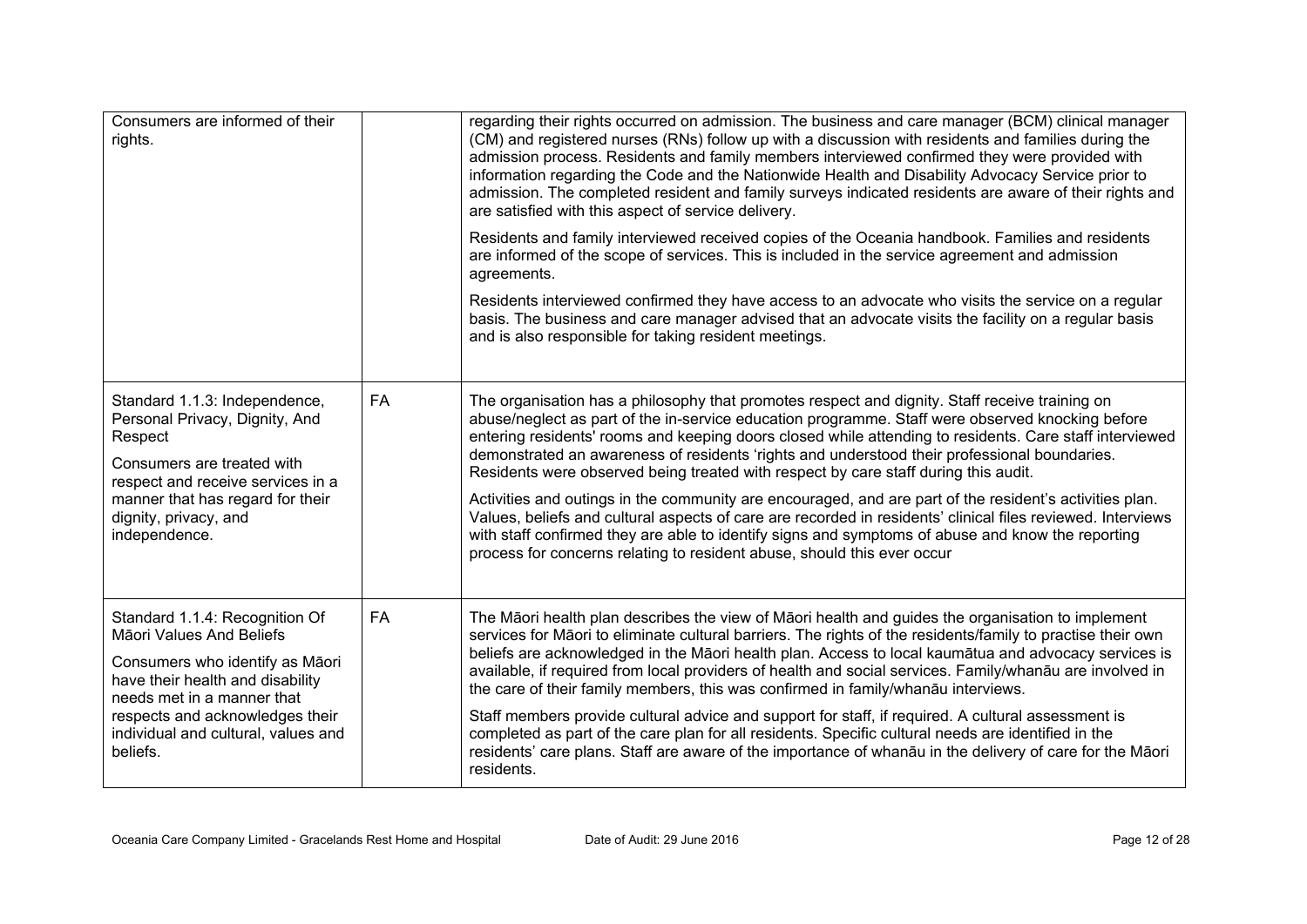| | | |
|---|---|---|
| Consumers are informed of their rights. | | regarding their rights occurred on admission. The business and care manager (BCM) clinical manager (CM) and registered nurses (RNs) follow up with a discussion with residents and families during the admission process. Residents and family members interviewed confirmed they were provided with information regarding the Code and the Nationwide Health and Disability Advocacy Service prior to admission. The completed resident and family surveys indicated residents are aware of their rights and are satisfied with this aspect of service delivery.<br><br>Residents and family interviewed received copies of the Oceania handbook. Families and residents are informed of the scope of services. This is included in the service agreement and admission agreements.<br><br>Residents interviewed confirmed they have access to an advocate who visits the service on a regular basis. The business and care manager advised that an advocate visits the facility on a regular basis and is also responsible for taking resident meetings. |
| Standard 1.1.3: Independence, Personal Privacy, Dignity, And Respect<br><br>Consumers are treated with respect and receive services in a manner that has regard for their dignity, privacy, and independence. | FA | The organisation has a philosophy that promotes respect and dignity. Staff receive training on abuse/neglect as part of the in-service education programme. Staff were observed knocking before entering residents' rooms and keeping doors closed while attending to residents. Care staff interviewed demonstrated an awareness of residents 'rights and understood their professional boundaries. Residents were observed being treated with respect by care staff during this audit.<br><br>Activities and outings in the community are encouraged, and are part of the resident's activities plan. Values, beliefs and cultural aspects of care are recorded in residents' clinical files reviewed. Interviews with staff confirmed they are able to identify signs and symptoms of abuse and know the reporting process for concerns relating to resident abuse, should this ever occur |
| Standard 1.1.4: Recognition Of Māori Values And Beliefs<br><br>Consumers who identify as Māori have their health and disability needs met in a manner that respects and acknowledges their individual and cultural, values and beliefs. | FA | The Māori health plan describes the view of Māori health and guides the organisation to implement services for Māori to eliminate cultural barriers. The rights of the residents/family to practise their own beliefs are acknowledged in the Māori health plan. Access to local kaumātua and advocacy services is available, if required from local providers of health and social services. Family/whanāu are involved in the care of their family members, this was confirmed in family/whanāu interviews.<br><br>Staff members provide cultural advice and support for staff, if required. A cultural assessment is completed as part of the care plan for all residents. Specific cultural needs are identified in the residents' care plans. Staff are aware of the importance of whanāu in the delivery of care for the Māori residents. |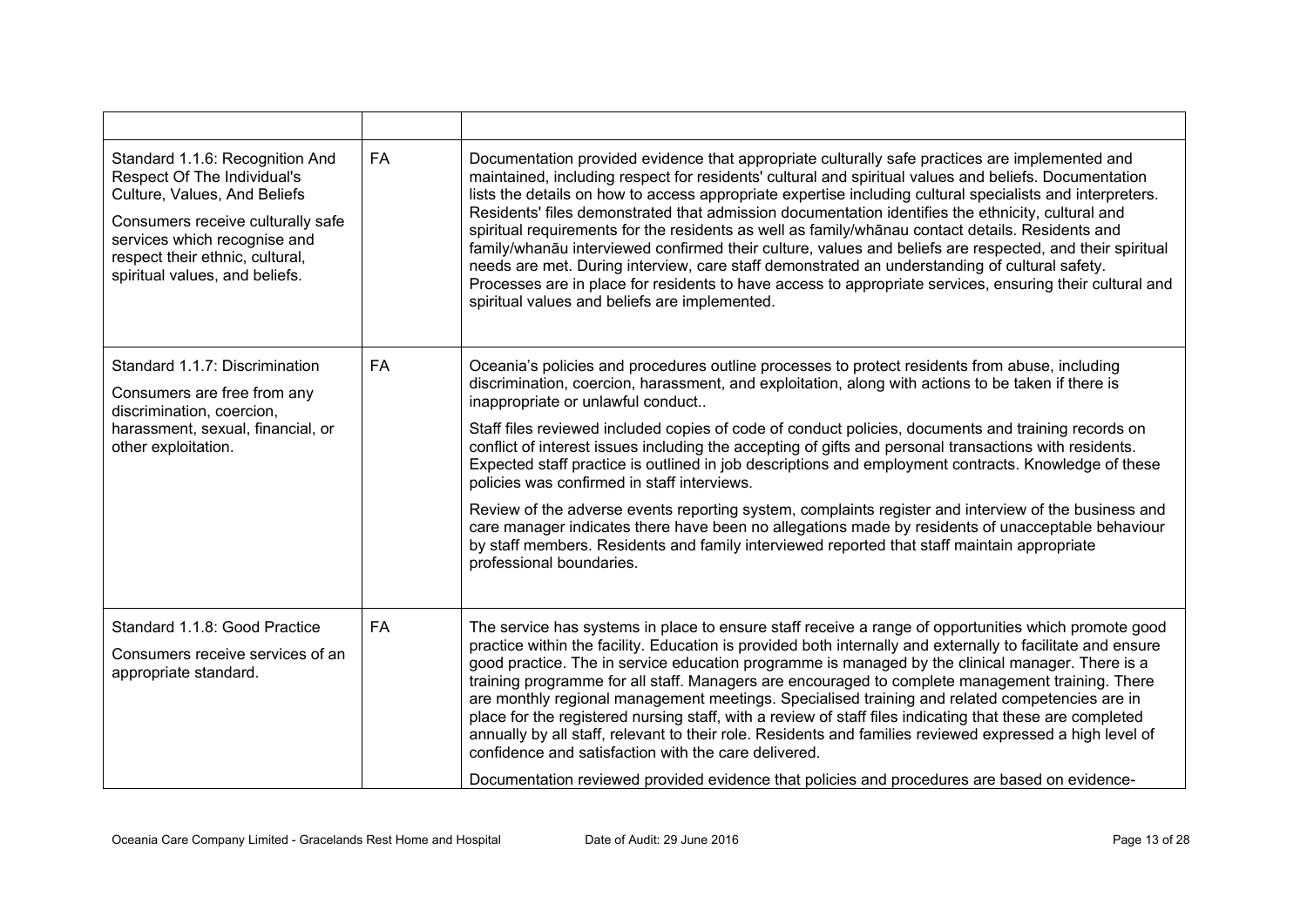| | | |
|---|---|---|
| Standard 1.1.6: Recognition And Respect Of The Individual's Culture, Values, And Beliefs<br><br>Consumers receive culturally safe services which recognise and respect their ethnic, cultural, spiritual values, and beliefs. | FA | Documentation provided evidence that appropriate culturally safe practices are implemented and maintained, including respect for residents' cultural and spiritual values and beliefs. Documentation lists the details on how to access appropriate expertise including cultural specialists and interpreters. Residents' files demonstrated that admission documentation identifies the ethnicity, cultural and spiritual requirements for the residents as well as family/whānau contact details. Residents and family/whanāu interviewed confirmed their culture, values and beliefs are respected, and their spiritual needs are met. During interview, care staff demonstrated an understanding of cultural safety. Processes are in place for residents to have access to appropriate services, ensuring their cultural and spiritual values and beliefs are implemented. |
| Standard 1.1.7: Discrimination<br><br>Consumers are free from any discrimination, coercion, harassment, sexual, financial, or other exploitation. | FA | Oceania's policies and procedures outline processes to protect residents from abuse, including discrimination, coercion, harassment, and exploitation, along with actions to be taken if there is inappropriate or unlawful conduct..<br><br>Staff files reviewed included copies of code of conduct policies, documents and training records on conflict of interest issues including the accepting of gifts and personal transactions with residents. Expected staff practice is outlined in job descriptions and employment contracts. Knowledge of these policies was confirmed in staff interviews.<br><br>Review of the adverse events reporting system, complaints register and interview of the business and care manager indicates there have been no allegations made by residents of unacceptable behaviour by staff members. Residents and family interviewed reported that staff maintain appropriate professional boundaries. |
| Standard 1.1.8: Good Practice<br><br>Consumers receive services of an appropriate standard. | FA | The service has systems in place to ensure staff receive a range of opportunities which promote good practice within the facility. Education is provided both internally and externally to facilitate and ensure good practice. The in service education programme is managed by the clinical manager. There is a training programme for all staff. Managers are encouraged to complete management training. There are monthly regional management meetings. Specialised training and related competencies are in place for the registered nursing staff, with a review of staff files indicating that these are completed annually by all staff, relevant to their role. Residents and families reviewed expressed a high level of confidence and satisfaction with the care delivered.<br><br>Documentation reviewed provided evidence that policies and procedures are based on evidence- |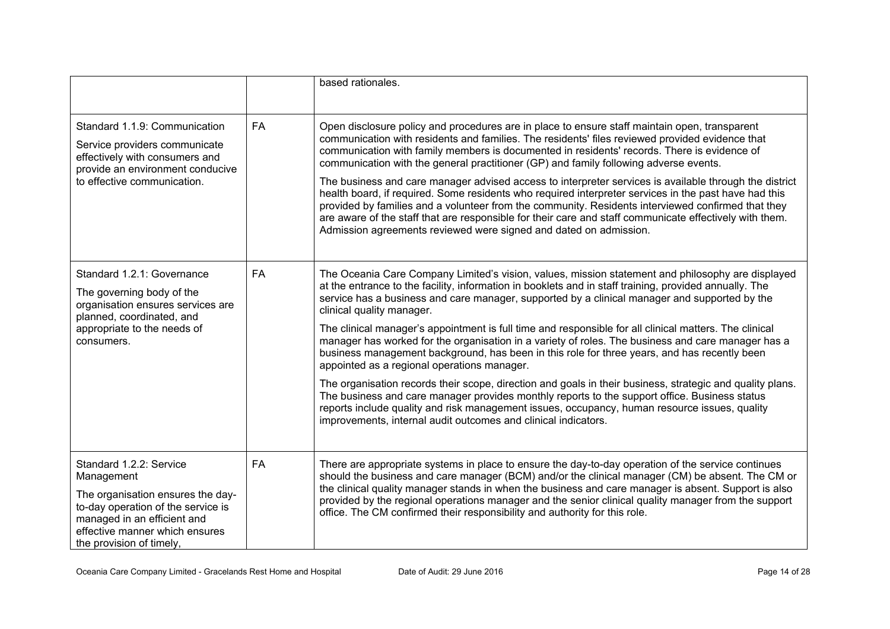| | | |
|---|---|---|
| | | based rationales. |
| Standard 1.1.9: Communication<br><br>Service providers communicate effectively with consumers and provide an environment conducive to effective communication. | FA | Open disclosure policy and procedures are in place to ensure staff maintain open, transparent communication with residents and families. The residents' files reviewed provided evidence that communication with family members is documented in residents' records. There is evidence of communication with the general practitioner (GP) and family following adverse events.<br><br>The business and care manager advised access to interpreter services is available through the district health board, if required. Some residents who required interpreter services in the past have had this provided by families and a volunteer from the community. Residents interviewed confirmed that they are aware of the staff that are responsible for their care and staff communicate effectively with them. Admission agreements reviewed were signed and dated on admission. |
| Standard 1.2.1: Governance<br><br>The governing body of the organisation ensures services are planned, coordinated, and appropriate to the needs of consumers. | FA | The Oceania Care Company Limited's vision, values, mission statement and philosophy are displayed at the entrance to the facility, information in booklets and in staff training, provided annually. The service has a business and care manager, supported by a clinical manager and supported by the clinical quality manager.<br><br>The clinical manager's appointment is full time and responsible for all clinical matters. The clinical manager has worked for the organisation in a variety of roles. The business and care manager has a business management background, has been in this role for three years, and has recently been appointed as a regional operations manager.<br><br>The organisation records their scope, direction and goals in their business, strategic and quality plans. The business and care manager provides monthly reports to the support office. Business status reports include quality and risk management issues, occupancy, human resource issues, quality improvements, internal audit outcomes and clinical indicators. |
| Standard 1.2.2: Service Management<br><br>The organisation ensures the day-to-day operation of the service is managed in an efficient and effective manner which ensures the provision of timely, | FA | There are appropriate systems in place to ensure the day-to-day operation of the service continues should the business and care manager (BCM) and/or the clinical manager (CM) be absent. The CM or the clinical quality manager stands in when the business and care manager is absent. Support is also provided by the regional operations manager and the senior clinical quality manager from the support office. The CM confirmed their responsibility and authority for this role. |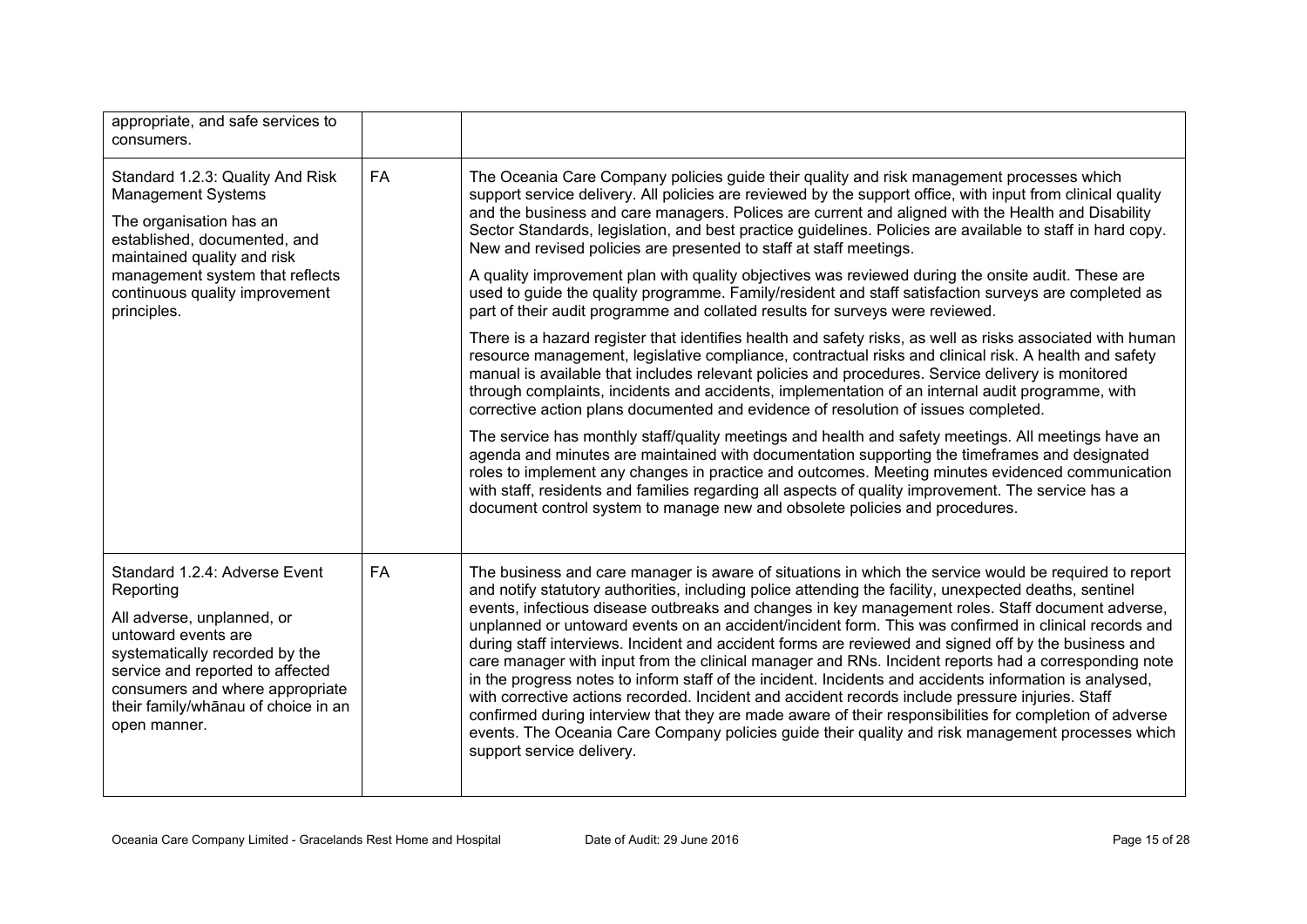| | | |
|---|---|---|
| appropriate, and safe services to consumers. | | |
| Standard 1.2.3: Quality And Risk Management Systems<br><br>The organisation has an established, documented, and maintained quality and risk management system that reflects continuous quality improvement principles. | FA | The Oceania Care Company policies guide their quality and risk management processes which support service delivery. All policies are reviewed by the support office, with input from clinical quality and the business and care managers. Polices are current and aligned with the Health and Disability Sector Standards, legislation, and best practice guidelines. Policies are available to staff in hard copy. New and revised policies are presented to staff at staff meetings.<br><br>A quality improvement plan with quality objectives was reviewed during the onsite audit. These are used to guide the quality programme. Family/resident and staff satisfaction surveys are completed as part of their audit programme and collated results for surveys were reviewed.<br><br>There is a hazard register that identifies health and safety risks, as well as risks associated with human resource management, legislative compliance, contractual risks and clinical risk. A health and safety manual is available that includes relevant policies and procedures. Service delivery is monitored through complaints, incidents and accidents, implementation of an internal audit programme, with corrective action plans documented and evidence of resolution of issues completed.<br><br>The service has monthly staff/quality meetings and health and safety meetings. All meetings have an agenda and minutes are maintained with documentation supporting the timeframes and designated roles to implement any changes in practice and outcomes. Meeting minutes evidenced communication with staff, residents and families regarding all aspects of quality improvement. The service has a document control system to manage new and obsolete policies and procedures. |
| Standard 1.2.4: Adverse Event Reporting<br><br>All adverse, unplanned, or untoward events are systematically recorded by the service and reported to affected consumers and where appropriate their family/whānau of choice in an open manner. | FA | The business and care manager is aware of situations in which the service would be required to report and notify statutory authorities, including police attending the facility, unexpected deaths, sentinel events, infectious disease outbreaks and changes in key management roles. Staff document adverse, unplanned or untoward events on an accident/incident form. This was confirmed in clinical records and during staff interviews. Incident and accident forms are reviewed and signed off by the business and care manager with input from the clinical manager and RNs. Incident reports had a corresponding note in the progress notes to inform staff of the incident. Incidents and accidents information is analysed, with corrective actions recorded. Incident and accident records include pressure injuries. Staff confirmed during interview that they are made aware of their responsibilities for completion of adverse events. The Oceania Care Company policies guide their quality and risk management processes which support service delivery. |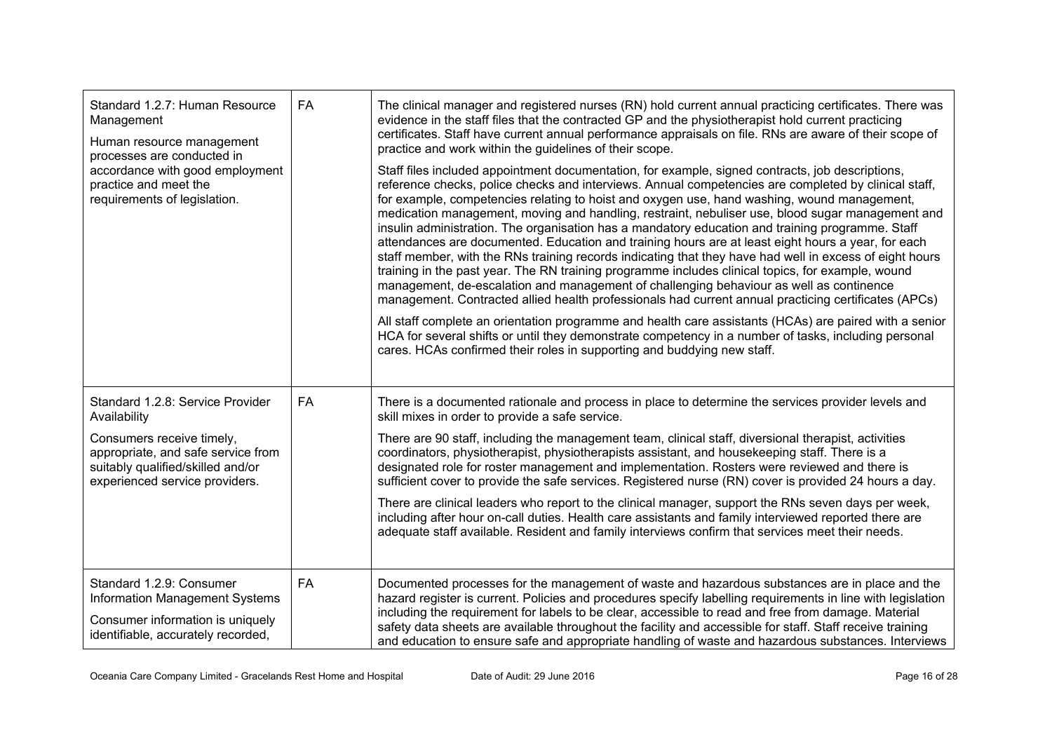| | | |
|---|---|---|
| Standard 1.2.7: Human Resource Management<br><br>Human resource management processes are conducted in accordance with good employment practice and meet the requirements of legislation. | FA | The clinical manager and registered nurses (RN) hold current annual practicing certificates. There was evidence in the staff files that the contracted GP and the physiotherapist hold current practicing certificates. Staff have current annual performance appraisals on file. RNs are aware of their scope of practice and work within the guidelines of their scope.<br><br>Staff files included appointment documentation, for example, signed contracts, job descriptions, reference checks, police checks and interviews. Annual competencies are completed by clinical staff, for example, competencies relating to hoist and oxygen use, hand washing, wound management, medication management, moving and handling, restraint, nebuliser use, blood sugar management and insulin administration. The organisation has a mandatory education and training programme. Staff attendances are documented. Education and training hours are at least eight hours a year, for each staff member, with the RNs training records indicating that they have had well in excess of eight hours training in the past year. The RN training programme includes clinical topics, for example, wound management, de-escalation and management of challenging behaviour as well as continence management. Contracted allied health professionals had current annual practicing certificates (APCs)<br><br>All staff complete an orientation programme and health care assistants (HCAs) are paired with a senior HCA for several shifts or until they demonstrate competency in a number of tasks, including personal cares. HCAs confirmed their roles in supporting and buddying new staff. |
| Standard 1.2.8: Service Provider Availability<br><br>Consumers receive timely, appropriate, and safe service from suitably qualified/skilled and/or experienced service providers. | FA | There is a documented rationale and process in place to determine the services provider levels and skill mixes in order to provide a safe service.<br><br>There are 90 staff, including the management team, clinical staff, diversional therapist, activities coordinators, physiotherapist, physiotherapists assistant, and housekeeping staff. There is a designated role for roster management and implementation. Rosters were reviewed and there is sufficient cover to provide the safe services. Registered nurse (RN) cover is provided 24 hours a day.<br><br>There are clinical leaders who report to the clinical manager, support the RNs seven days per week, including after hour on-call duties. Health care assistants and family interviewed reported there are adequate staff available. Resident and family interviews confirm that services meet their needs. |
| Standard 1.2.9: Consumer Information Management Systems<br><br>Consumer information is uniquely identifiable, accurately recorded, | FA | Documented processes for the management of waste and hazardous substances are in place and the hazard register is current. Policies and procedures specify labelling requirements in line with legislation including the requirement for labels to be clear, accessible to read and free from damage. Material safety data sheets are available throughout the facility and accessible for staff. Staff receive training and education to ensure safe and appropriate handling of waste and hazardous substances. Interviews |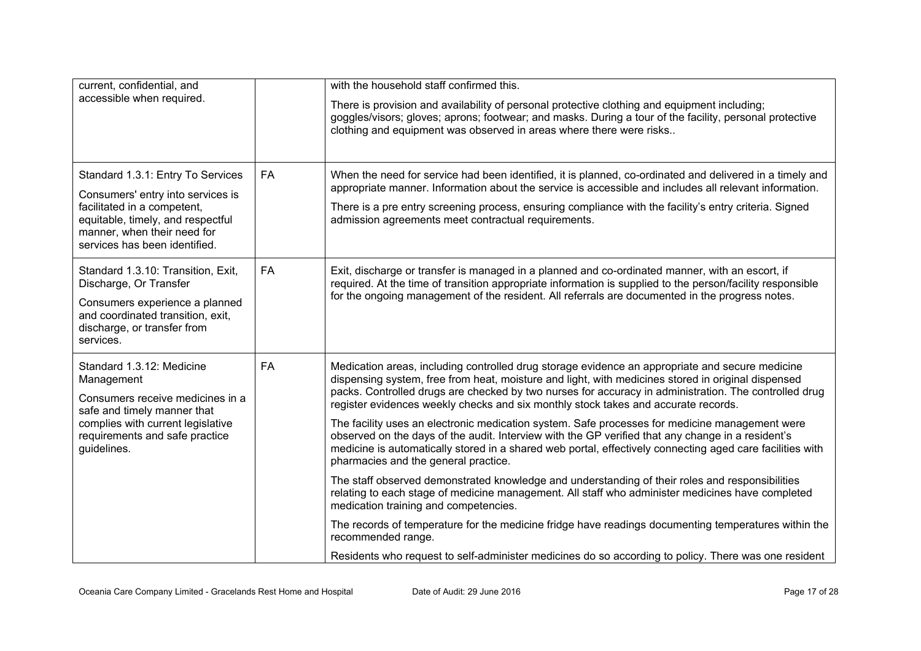| | | |
|---|---|---|
| current, confidential, and accessible when required. | | with the household staff confirmed this.<br><br>There is provision and availability of personal protective clothing and equipment including; goggles/visors; gloves; aprons; footwear; and masks. During a tour of the facility, personal protective clothing and equipment was observed in areas where there were risks.. |
| Standard 1.3.1: Entry To Services<br><br>Consumers' entry into services is facilitated in a competent, equitable, timely, and respectful manner, when their need for services has been identified. | FA | When the need for service had been identified, it is planned, co-ordinated and delivered in a timely and appropriate manner. Information about the service is accessible and includes all relevant information.<br><br>There is a pre entry screening process, ensuring compliance with the facility's entry criteria. Signed admission agreements meet contractual requirements. |
| Standard 1.3.10: Transition, Exit, Discharge, Or Transfer<br><br>Consumers experience a planned and coordinated transition, exit, discharge, or transfer from services. | FA | Exit, discharge or transfer is managed in a planned and co-ordinated manner, with an escort, if required. At the time of transition appropriate information is supplied to the person/facility responsible for the ongoing management of the resident. All referrals are documented in the progress notes. |
| Standard 1.3.12: Medicine Management<br><br>Consumers receive medicines in a safe and timely manner that complies with current legislative requirements and safe practice guidelines. | FA | Medication areas, including controlled drug storage evidence an appropriate and secure medicine dispensing system, free from heat, moisture and light, with medicines stored in original dispensed packs. Controlled drugs are checked by two nurses for accuracy in administration. The controlled drug register evidences weekly checks and six monthly stock takes and accurate records.<br><br>The facility uses an electronic medication system. Safe processes for medicine management were observed on the days of the audit. Interview with the GP verified that any change in a resident's medicine is automatically stored in a shared web portal, effectively connecting aged care facilities with pharmacies and the general practice.<br><br>The staff observed demonstrated knowledge and understanding of their roles and responsibilities relating to each stage of medicine management. All staff who administer medicines have completed medication training and competencies.<br><br>The records of temperature for the medicine fridge have readings documenting temperatures within the recommended range.<br><br>Residents who request to self-administer medicines do so according to policy. There was one resident |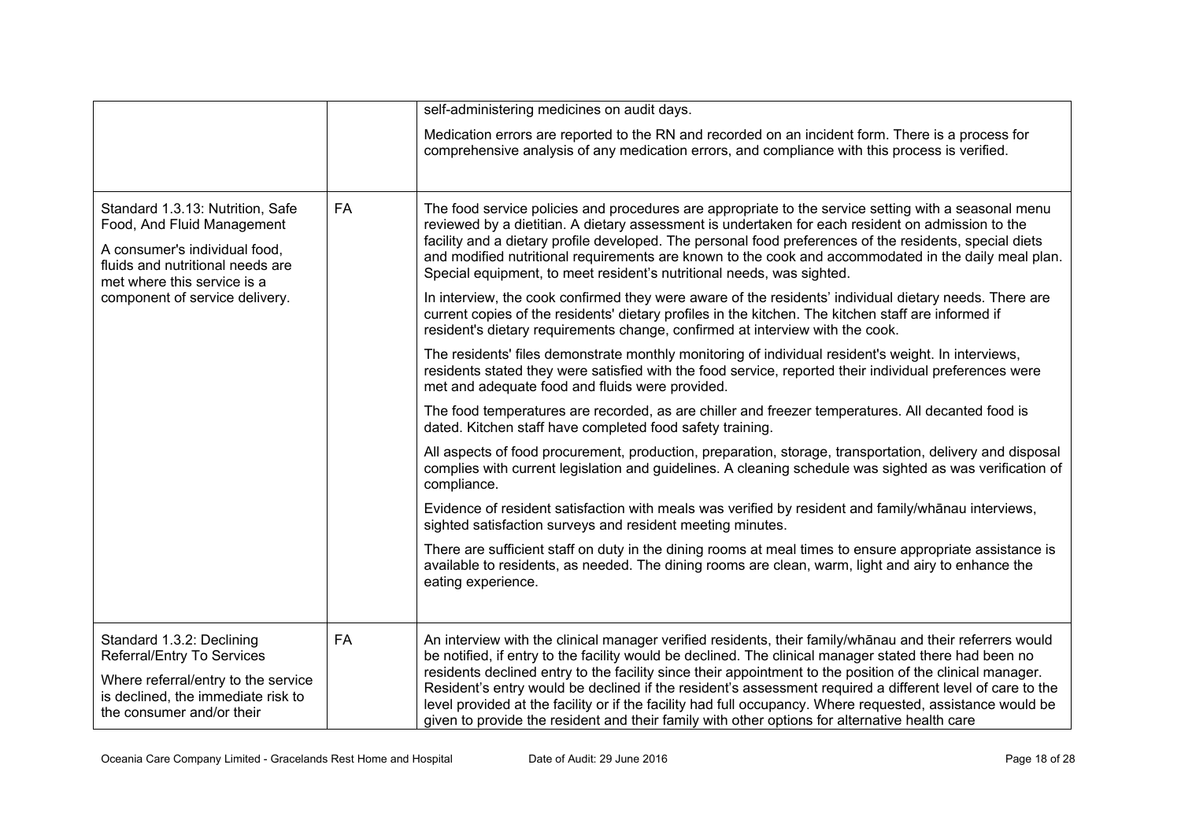| | | |
|---|---|---|
| | | self-administering medicines on audit days.<br><br>Medication errors are reported to the RN and recorded on an incident form. There is a process for comprehensive analysis of any medication errors, and compliance with this process is verified. |
| Standard 1.3.13: Nutrition, Safe Food, And Fluid Management<br><br>A consumer's individual food, fluids and nutritional needs are met where this service is a component of service delivery. | FA | The food service policies and procedures are appropriate to the service setting with a seasonal menu reviewed by a dietitian. A dietary assessment is undertaken for each resident on admission to the facility and a dietary profile developed. The personal food preferences of the residents, special diets and modified nutritional requirements are known to the cook and accommodated in the daily meal plan. Special equipment, to meet resident's nutritional needs, was sighted.<br><br>In interview, the cook confirmed they were aware of the residents' individual dietary needs. There are current copies of the residents' dietary profiles in the kitchen. The kitchen staff are informed if resident's dietary requirements change, confirmed at interview with the cook.<br><br>The residents' files demonstrate monthly monitoring of individual resident's weight. In interviews, residents stated they were satisfied with the food service, reported their individual preferences were met and adequate food and fluids were provided.<br><br>The food temperatures are recorded, as are chiller and freezer temperatures. All decanted food is dated. Kitchen staff have completed food safety training.<br><br>All aspects of food procurement, production, preparation, storage, transportation, delivery and disposal complies with current legislation and guidelines. A cleaning schedule was sighted as was verification of compliance.<br><br>Evidence of resident satisfaction with meals was verified by resident and family/whānau interviews, sighted satisfaction surveys and resident meeting minutes.<br><br>There are sufficient staff on duty in the dining rooms at meal times to ensure appropriate assistance is available to residents, as needed. The dining rooms are clean, warm, light and airy to enhance the eating experience. |
| Standard 1.3.2: Declining Referral/Entry To Services<br><br>Where referral/entry to the service is declined, the immediate risk to the consumer and/or their | FA | An interview with the clinical manager verified residents, their family/whānau and their referrers would be notified, if entry to the facility would be declined. The clinical manager stated there had been no residents declined entry to the facility since their appointment to the position of the clinical manager. Resident's entry would be declined if the resident's assessment required a different level of care to the level provided at the facility or if the facility had full occupancy. Where requested, assistance would be given to provide the resident and their family with other options for alternative health care |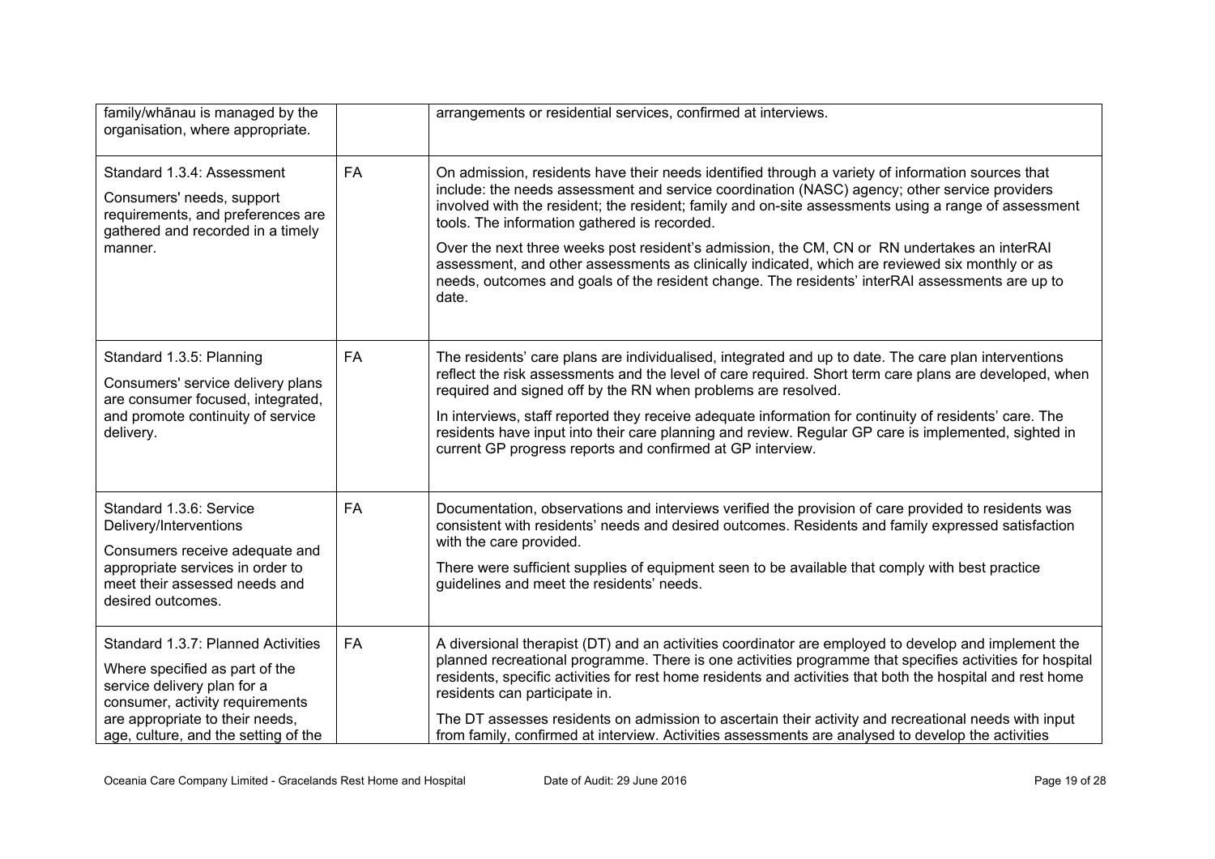| | | |
|---|---|---|
| family/whānau is managed by the organisation, where appropriate. | | arrangements or residential services, confirmed at interviews. |
| Standard 1.3.4: Assessment<br><br>Consumers' needs, support requirements, and preferences are gathered and recorded in a timely manner. | FA | On admission, residents have their needs identified through a variety of information sources that include: the needs assessment and service coordination (NASC) agency; other service providers involved with the resident; the resident; family and on-site assessments using a range of assessment tools. The information gathered is recorded.<br><br>Over the next three weeks post resident's admission, the CM, CN or RN undertakes an interRAI assessment, and other assessments as clinically indicated, which are reviewed six monthly or as needs, outcomes and goals of the resident change. The residents' interRAI assessments are up to date. |
| Standard 1.3.5: Planning<br><br>Consumers' service delivery plans are consumer focused, integrated, and promote continuity of service delivery. | FA | The residents' care plans are individualised, integrated and up to date. The care plan interventions reflect the risk assessments and the level of care required. Short term care plans are developed, when required and signed off by the RN when problems are resolved.<br><br>In interviews, staff reported they receive adequate information for continuity of residents' care. The residents have input into their care planning and review. Regular GP care is implemented, sighted in current GP progress reports and confirmed at GP interview. |
| Standard 1.3.6: Service Delivery/Interventions<br><br>Consumers receive adequate and appropriate services in order to meet their assessed needs and desired outcomes. | FA | Documentation, observations and interviews verified the provision of care provided to residents was consistent with residents' needs and desired outcomes. Residents and family expressed satisfaction with the care provided.<br><br>There were sufficient supplies of equipment seen to be available that comply with best practice guidelines and meet the residents' needs. |
| Standard 1.3.7: Planned Activities<br><br>Where specified as part of the service delivery plan for a consumer, activity requirements are appropriate to their needs, age, culture, and the setting of the | FA | A diversional therapist (DT) and an activities coordinator are employed to develop and implement the planned recreational programme. There is one activities programme that specifies activities for hospital residents, specific activities for rest home residents and activities that both the hospital and rest home residents can participate in.<br><br>The DT assesses residents on admission to ascertain their activity and recreational needs with input from family, confirmed at interview. Activities assessments are analysed to develop the activities |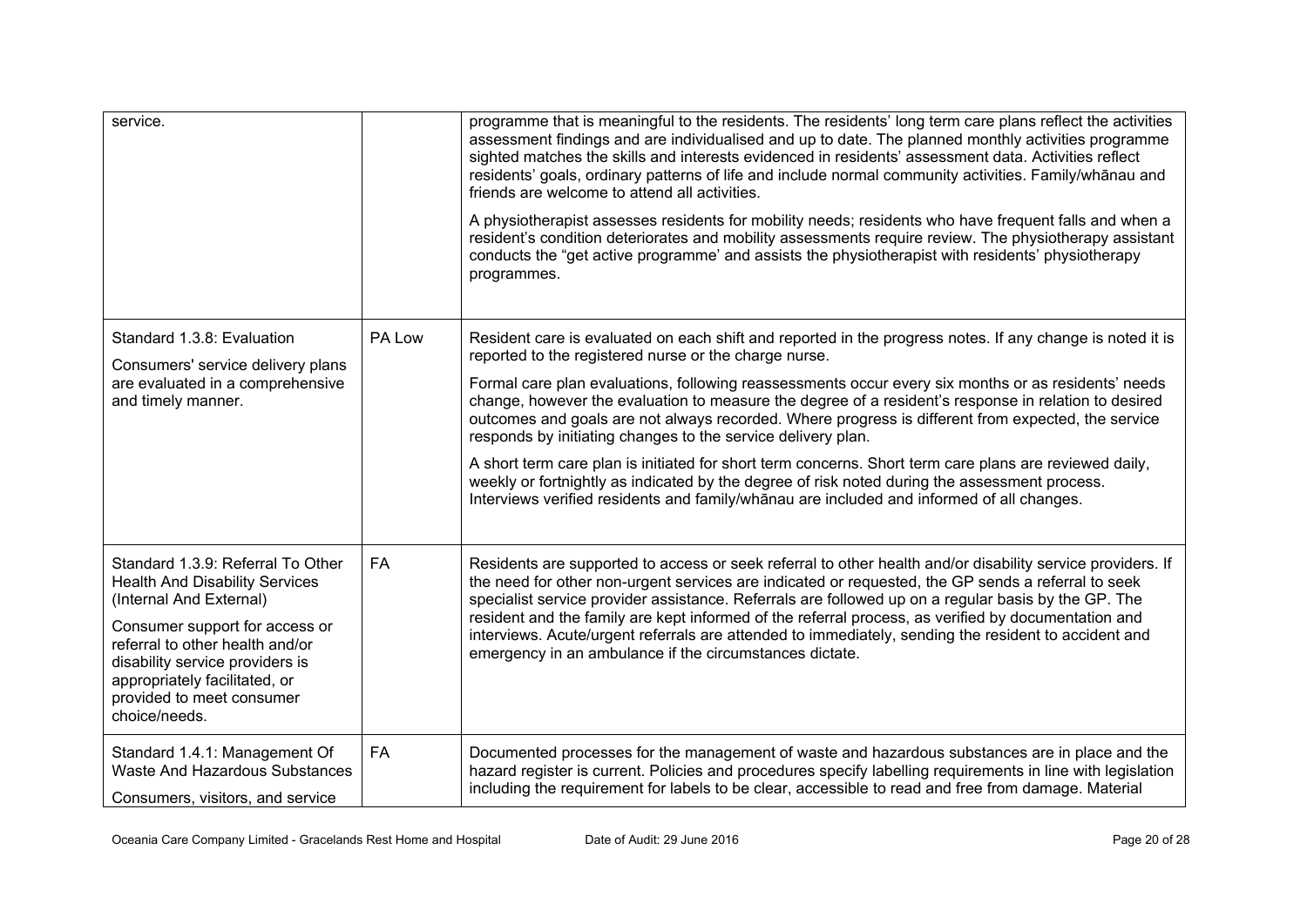| | | |
|---|---|---|
| service. | | programme that is meaningful to the residents. The residents' long term care plans reflect the activities assessment findings and are individualised and up to date. The planned monthly activities programme sighted matches the skills and interests evidenced in residents' assessment data. Activities reflect residents' goals, ordinary patterns of life and include normal community activities. Family/whānau and friends are welcome to attend all activities.<br><br>A physiotherapist assesses residents for mobility needs; residents who have frequent falls and when a resident's condition deteriorates and mobility assessments require review. The physiotherapy assistant conducts the "get active programme' and assists the physiotherapist with residents' physiotherapy programmes. |
| Standard 1.3.8: Evaluation<br><br>Consumers' service delivery plans are evaluated in a comprehensive and timely manner. | PA Low | Resident care is evaluated on each shift and reported in the progress notes. If any change is noted it is reported to the registered nurse or the charge nurse.<br><br>Formal care plan evaluations, following reassessments occur every six months or as residents' needs change, however the evaluation to measure the degree of a resident's response in relation to desired outcomes and goals are not always recorded. Where progress is different from expected, the service responds by initiating changes to the service delivery plan.<br><br>A short term care plan is initiated for short term concerns. Short term care plans are reviewed daily, weekly or fortnightly as indicated by the degree of risk noted during the assessment process. Interviews verified residents and family/whānau are included and informed of all changes. |
| Standard 1.3.9: Referral To Other Health And Disability Services (Internal And External)<br><br>Consumer support for access or referral to other health and/or disability service providers is appropriately facilitated, or provided to meet consumer choice/needs. | FA | Residents are supported to access or seek referral to other health and/or disability service providers. If the need for other non-urgent services are indicated or requested, the GP sends a referral to seek specialist service provider assistance. Referrals are followed up on a regular basis by the GP. The resident and the family are kept informed of the referral process, as verified by documentation and interviews. Acute/urgent referrals are attended to immediately, sending the resident to accident and emergency in an ambulance if the circumstances dictate. |
| Standard 1.4.1: Management Of Waste And Hazardous Substances<br><br>Consumers, visitors, and service | FA | Documented processes for the management of waste and hazardous substances are in place and the hazard register is current. Policies and procedures specify labelling requirements in line with legislation including the requirement for labels to be clear, accessible to read and free from damage. Material |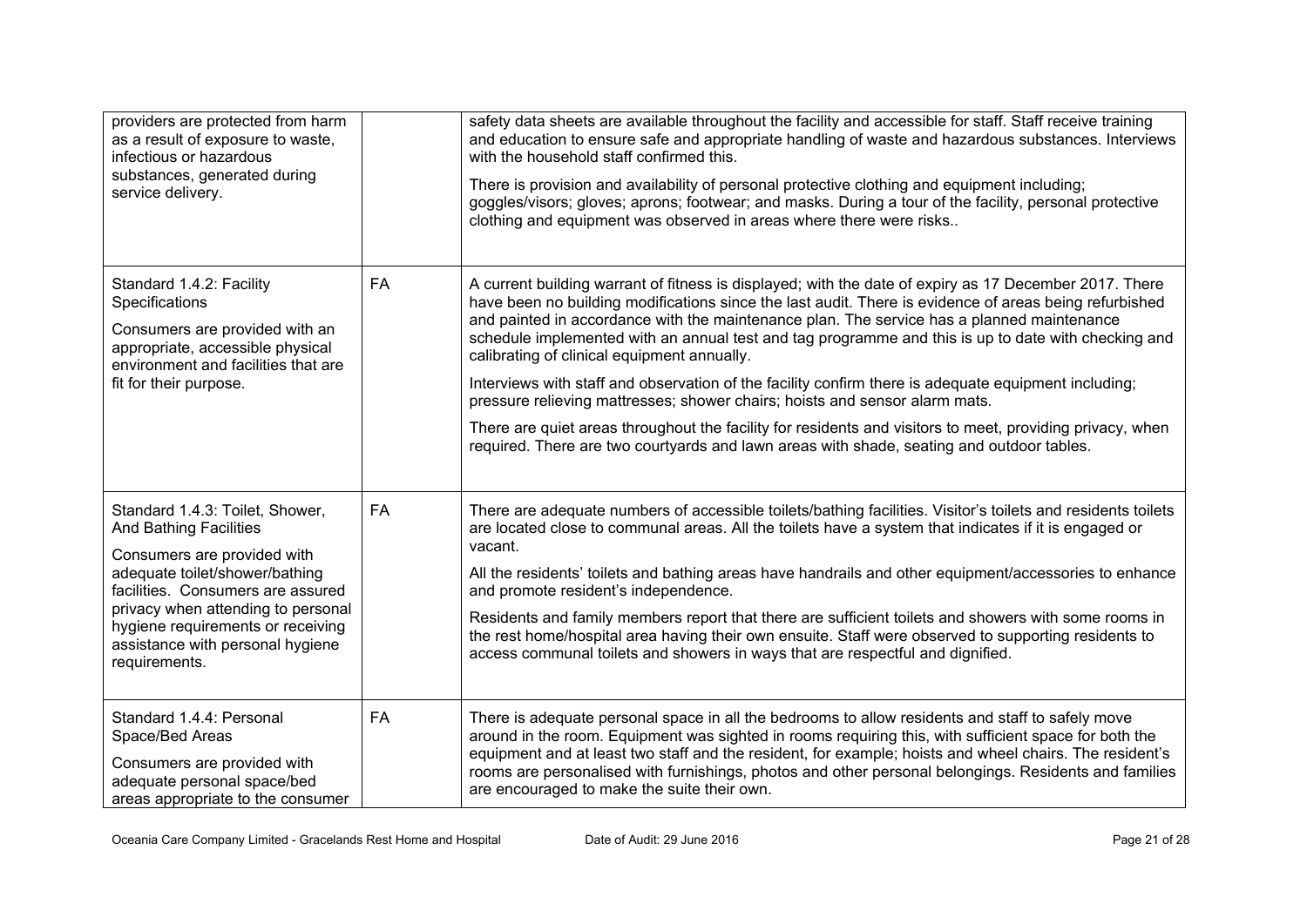| | | |
|---|---|---|
| providers are protected from harm as a result of exposure to waste, infectious or hazardous substances, generated during service delivery. | | safety data sheets are available throughout the facility and accessible for staff. Staff receive training and education to ensure safe and appropriate handling of waste and hazardous substances. Interviews with the household staff confirmed this.<br><br>There is provision and availability of personal protective clothing and equipment including; goggles/visors; gloves; aprons; footwear; and masks. During a tour of the facility, personal protective clothing and equipment was observed in areas where there were risks.. |
| Standard 1.4.2: Facility Specifications<br><br>Consumers are provided with an appropriate, accessible physical environment and facilities that are fit for their purpose. | FA | A current building warrant of fitness is displayed; with the date of expiry as 17 December 2017. There have been no building modifications since the last audit. There is evidence of areas being refurbished and painted in accordance with the maintenance plan. The service has a planned maintenance schedule implemented with an annual test and tag programme and this is up to date with checking and calibrating of clinical equipment annually.<br><br>Interviews with staff and observation of the facility confirm there is adequate equipment including; pressure relieving mattresses; shower chairs; hoists and sensor alarm mats.<br><br>There are quiet areas throughout the facility for residents and visitors to meet, providing privacy, when required. There are two courtyards and lawn areas with shade, seating and outdoor tables. |
| Standard 1.4.3: Toilet, Shower, And Bathing Facilities<br><br>Consumers are provided with adequate toilet/shower/bathing facilities. Consumers are assured privacy when attending to personal hygiene requirements or receiving assistance with personal hygiene requirements. | FA | There are adequate numbers of accessible toilets/bathing facilities. Visitor's toilets and residents toilets are located close to communal areas. All the toilets have a system that indicates if it is engaged or vacant.<br><br>All the residents' toilets and bathing areas have handrails and other equipment/accessories to enhance and promote resident's independence.<br><br>Residents and family members report that there are sufficient toilets and showers with some rooms in the rest home/hospital area having their own ensuite. Staff were observed to supporting residents to access communal toilets and showers in ways that are respectful and dignified. |
| Standard 1.4.4: Personal Space/Bed Areas<br><br>Consumers are provided with adequate personal space/bed areas appropriate to the consumer | FA | There is adequate personal space in all the bedrooms to allow residents and staff to safely move around in the room. Equipment was sighted in rooms requiring this, with sufficient space for both the equipment and at least two staff and the resident, for example; hoists and wheel chairs. The resident's rooms are personalised with furnishings, photos and other personal belongings. Residents and families are encouraged to make the suite their own. |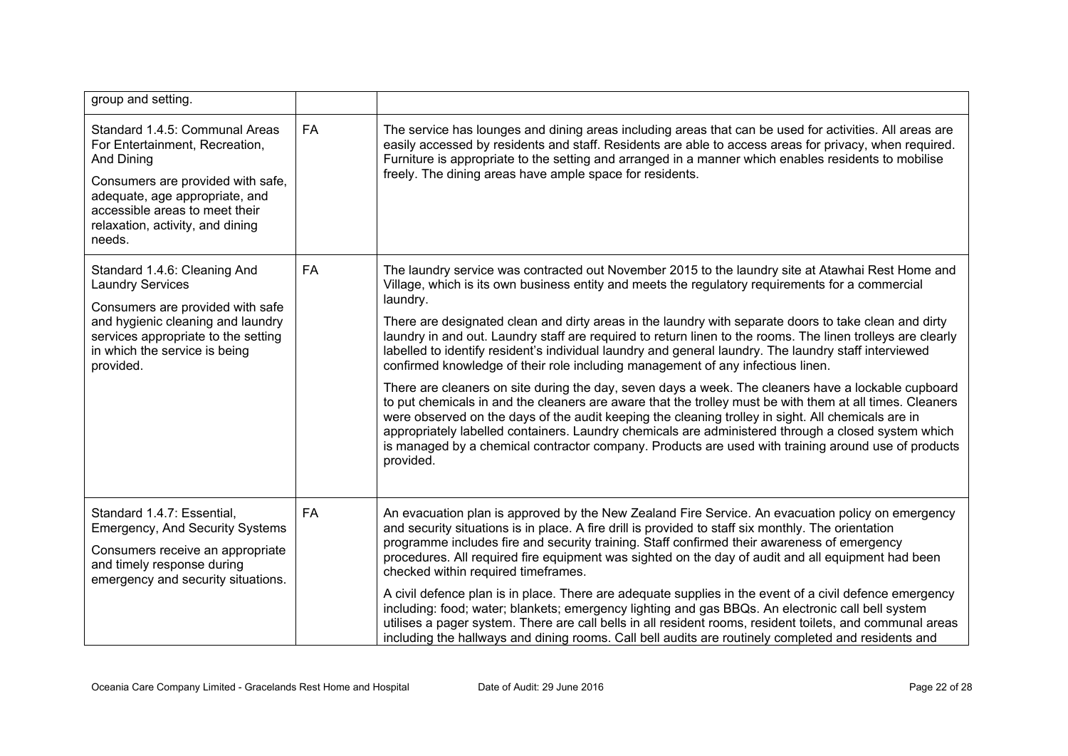| | | |
|---|---|---|
| group and setting. | | |
| Standard 1.4.5: Communal Areas For Entertainment, Recreation, And Dining<br><br>Consumers are provided with safe, adequate, age appropriate, and accessible areas to meet their relaxation, activity, and dining needs. | FA | The service has lounges and dining areas including areas that can be used for activities. All areas are easily accessed by residents and staff. Residents are able to access areas for privacy, when required. Furniture is appropriate to the setting and arranged in a manner which enables residents to mobilise freely. The dining areas have ample space for residents. |
| Standard 1.4.6: Cleaning And Laundry Services<br><br>Consumers are provided with safe and hygienic cleaning and laundry services appropriate to the setting in which the service is being provided. | FA | The laundry service was contracted out November 2015 to the laundry site at Atawhai Rest Home and Village, which is its own business entity and meets the regulatory requirements for a commercial laundry.<br><br>There are designated clean and dirty areas in the laundry with separate doors to take clean and dirty laundry in and out. Laundry staff are required to return linen to the rooms. The linen trolleys are clearly labelled to identify resident's individual laundry and general laundry. The laundry staff interviewed confirmed knowledge of their role including management of any infectious linen.<br><br>There are cleaners on site during the day, seven days a week. The cleaners have a lockable cupboard to put chemicals in and the cleaners are aware that the trolley must be with them at all times. Cleaners were observed on the days of the audit keeping the cleaning trolley in sight. All chemicals are in appropriately labelled containers. Laundry chemicals are administered through a closed system which is managed by a chemical contractor company. Products are used with training around use of products provided. |
| Standard 1.4.7: Essential, Emergency, And Security Systems<br><br>Consumers receive an appropriate and timely response during emergency and security situations. | FA | An evacuation plan is approved by the New Zealand Fire Service. An evacuation policy on emergency and security situations is in place. A fire drill is provided to staff six monthly. The orientation programme includes fire and security training. Staff confirmed their awareness of emergency procedures. All required fire equipment was sighted on the day of audit and all equipment had been checked within required timeframes.<br><br>A civil defence plan is in place. There are adequate supplies in the event of a civil defence emergency including: food; water; blankets; emergency lighting and gas BBQs. An electronic call bell system utilises a pager system. There are call bells in all resident rooms, resident toilets, and communal areas including the hallways and dining rooms. Call bell audits are routinely completed and residents and |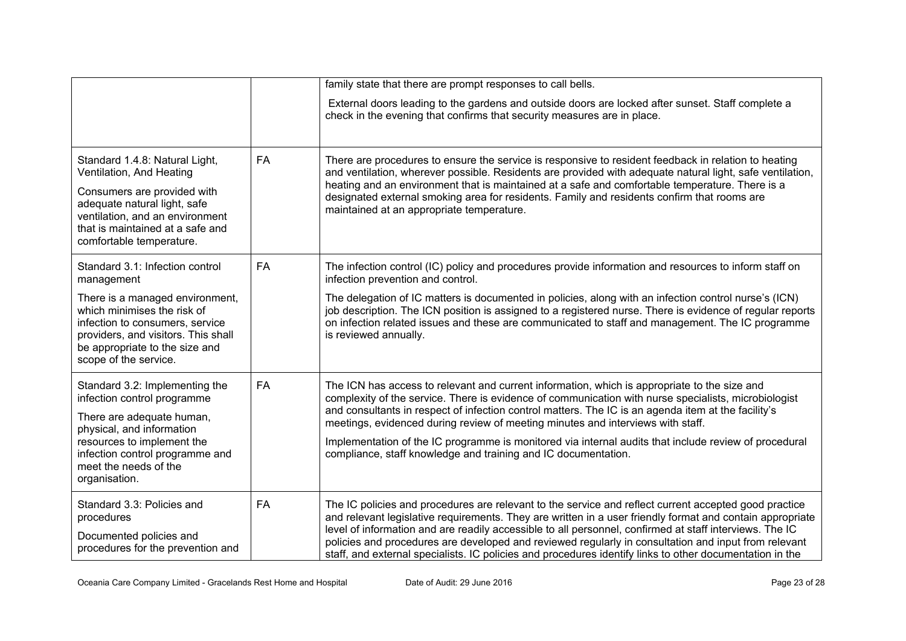| | | |
|---|---|---|
| | | family state that there are prompt responses to call bells.<br><br>External doors leading to the gardens and outside doors are locked after sunset. Staff complete a check in the evening that confirms that security measures are in place. |
| Standard 1.4.8: Natural Light, Ventilation, And Heating<br><br>Consumers are provided with adequate natural light, safe ventilation, and an environment that is maintained at a safe and comfortable temperature. | FA | There are procedures to ensure the service is responsive to resident feedback in relation to heating and ventilation, wherever possible. Residents are provided with adequate natural light, safe ventilation, heating and an environment that is maintained at a safe and comfortable temperature. There is a designated external smoking area for residents. Family and residents confirm that rooms are maintained at an appropriate temperature. |
| Standard 3.1: Infection control management<br><br>There is a managed environment, which minimises the risk of infection to consumers, service providers, and visitors. This shall be appropriate to the size and scope of the service. | FA | The infection control (IC) policy and procedures provide information and resources to inform staff on infection prevention and control.<br><br>The delegation of IC matters is documented in policies, along with an infection control nurse's (ICN) job description. The ICN position is assigned to a registered nurse. There is evidence of regular reports on infection related issues and these are communicated to staff and management. The IC programme is reviewed annually. |
| Standard 3.2: Implementing the infection control programme<br><br>There are adequate human, physical, and information resources to implement the infection control programme and meet the needs of the organisation. | FA | The ICN has access to relevant and current information, which is appropriate to the size and complexity of the service. There is evidence of communication with nurse specialists, microbiologist and consultants in respect of infection control matters. The IC is an agenda item at the facility's meetings, evidenced during review of meeting minutes and interviews with staff.<br><br>Implementation of the IC programme is monitored via internal audits that include review of procedural compliance, staff knowledge and training and IC documentation. |
| Standard 3.3: Policies and procedures<br><br>Documented policies and procedures for the prevention and | FA | The IC policies and procedures are relevant to the service and reflect current accepted good practice and relevant legislative requirements. They are written in a user friendly format and contain appropriate level of information and are readily accessible to all personnel, confirmed at staff interviews. The IC policies and procedures are developed and reviewed regularly in consultation and input from relevant staff, and external specialists. IC policies and procedures identify links to other documentation in the |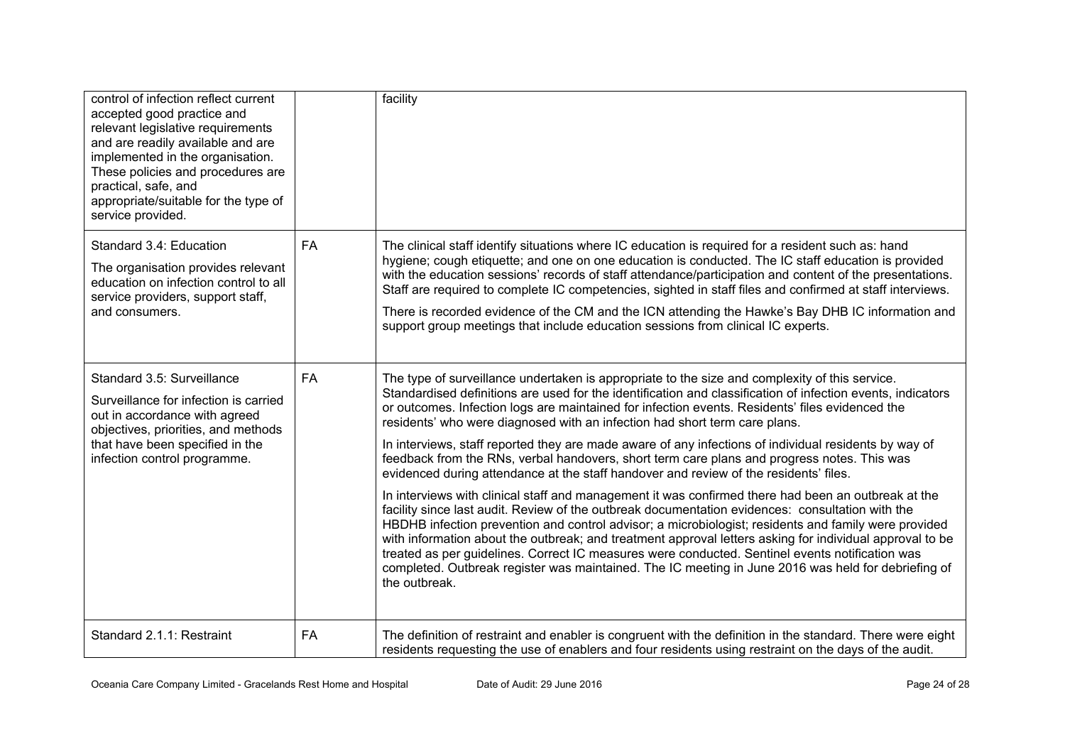| | | |
|---|---|---|
| control of infection reflect current accepted good practice and relevant legislative requirements and are readily available and are implemented in the organisation. These policies and procedures are practical, safe, and appropriate/suitable for the type of service provided. | | facility |
| Standard 3.4: Education<br>The organisation provides relevant education on infection control to all service providers, support staff, and consumers. | FA | The clinical staff identify situations where IC education is required for a resident such as: hand hygiene; cough etiquette; and one on one education is conducted. The IC staff education is provided with the education sessions' records of staff attendance/participation and content of the presentations. Staff are required to complete IC competencies, sighted in staff files and confirmed at staff interviews.<br>There is recorded evidence of the CM and the ICN attending the Hawke's Bay DHB IC information and support group meetings that include education sessions from clinical IC experts. |
| Standard 3.5: Surveillance<br>Surveillance for infection is carried out in accordance with agreed objectives, priorities, and methods that have been specified in the infection control programme. | FA | The type of surveillance undertaken is appropriate to the size and complexity of this service. Standardised definitions are used for the identification and classification of infection events, indicators or outcomes. Infection logs are maintained for infection events. Residents' files evidenced the residents' who were diagnosed with an infection had short term care plans.<br>In interviews, staff reported they are made aware of any infections of individual residents by way of feedback from the RNs, verbal handovers, short term care plans and progress notes. This was evidenced during attendance at the staff handover and review of the residents' files.<br>In interviews with clinical staff and management it was confirmed there had been an outbreak at the facility since last audit. Review of the outbreak documentation evidences: consultation with the HBDHB infection prevention and control advisor; a microbiologist; residents and family were provided with information about the outbreak; and treatment approval letters asking for individual approval to be treated as per guidelines. Correct IC measures were conducted. Sentinel events notification was completed. Outbreak register was maintained. The IC meeting in June 2016 was held for debriefing of the outbreak. |
| Standard 2.1.1: Restraint | FA | The definition of restraint and enabler is congruent with the definition in the standard. There were eight residents requesting the use of enablers and four residents using restraint on the days of the audit. |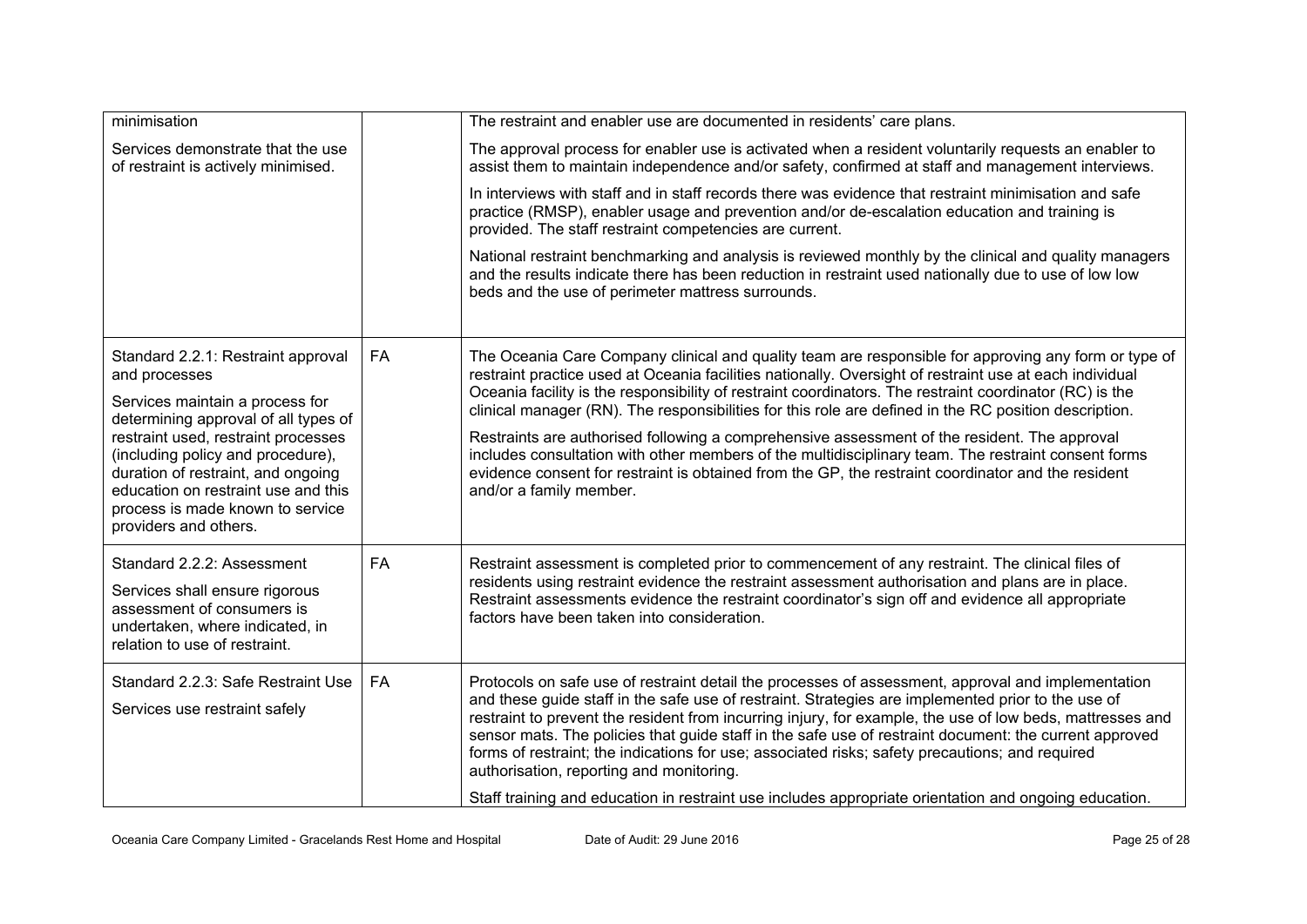| | | |
|---|---|---|
| minimisation<br><br>Services demonstrate that the use of restraint is actively minimised. | | The restraint and enabler use are documented in residents' care plans.<br><br>The approval process for enabler use is activated when a resident voluntarily requests an enabler to assist them to maintain independence and/or safety, confirmed at staff and management interviews.<br><br>In interviews with staff and in staff records there was evidence that restraint minimisation and safe practice (RMSP), enabler usage and prevention and/or de-escalation education and training is provided. The staff restraint competencies are current.<br><br>National restraint benchmarking and analysis is reviewed monthly by the clinical and quality managers and the results indicate there has been reduction in restraint used nationally due to use of low low beds and the use of perimeter mattress surrounds. |
| Standard 2.2.1: Restraint approval and processes<br><br>Services maintain a process for determining approval of all types of restraint used, restraint processes (including policy and procedure), duration of restraint, and ongoing education on restraint use and this process is made known to service providers and others. | FA | The Oceania Care Company clinical and quality team are responsible for approving any form or type of restraint practice used at Oceania facilities nationally. Oversight of restraint use at each individual Oceania facility is the responsibility of restraint coordinators. The restraint coordinator (RC) is the clinical manager (RN). The responsibilities for this role are defined in the RC position description.<br><br>Restraints are authorised following a comprehensive assessment of the resident. The approval includes consultation with other members of the multidisciplinary team. The restraint consent forms evidence consent for restraint is obtained from the GP, the restraint coordinator and the resident and/or a family member. |
| Standard 2.2.2: Assessment<br><br>Services shall ensure rigorous assessment of consumers is undertaken, where indicated, in relation to use of restraint. | FA | Restraint assessment is completed prior to commencement of any restraint. The clinical files of residents using restraint evidence the restraint assessment authorisation and plans are in place. Restraint assessments evidence the restraint coordinator's sign off and evidence all appropriate factors have been taken into consideration. |
| Standard 2.2.3: Safe Restraint Use<br><br>Services use restraint safely | FA | Protocols on safe use of restraint detail the processes of assessment, approval and implementation and these guide staff in the safe use of restraint. Strategies are implemented prior to the use of restraint to prevent the resident from incurring injury, for example, the use of low beds, mattresses and sensor mats. The policies that guide staff in the safe use of restraint document: the current approved forms of restraint; the indications for use; associated risks; safety precautions; and required authorisation, reporting and monitoring.<br><br>Staff training and education in restraint use includes appropriate orientation and ongoing education. |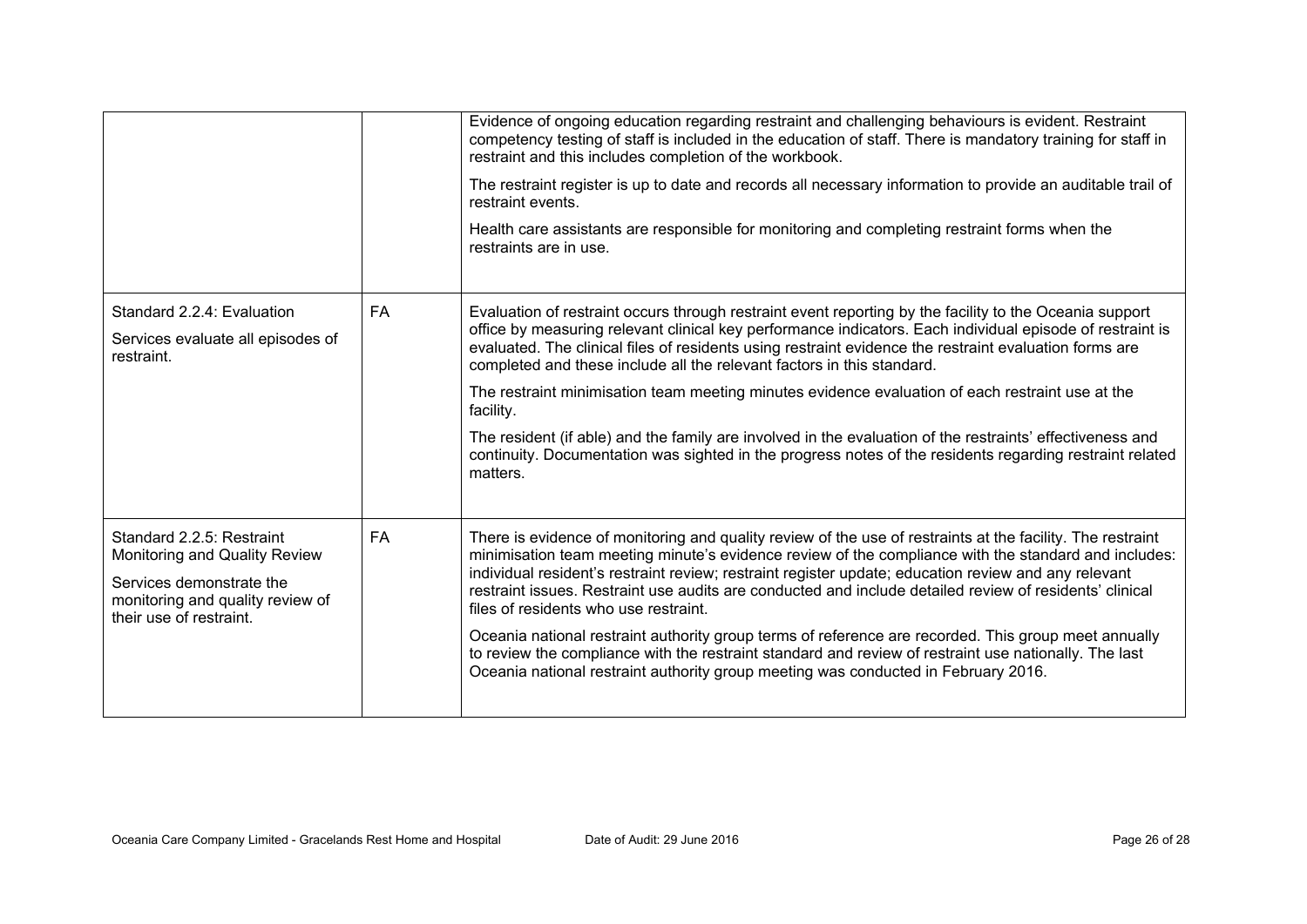| | | |
|---|---|---|
| | | Evidence of ongoing education regarding restraint and challenging behaviours is evident. Restraint competency testing of staff is included in the education of staff. There is mandatory training for staff in restraint and this includes completion of the workbook.<br><br>The restraint register is up to date and records all necessary information to provide an auditable trail of restraint events.<br><br>Health care assistants are responsible for monitoring and completing restraint forms when the restraints are in use. |
| Standard 2.2.4: Evaluation<br><br>Services evaluate all episodes of restraint. | FA | Evaluation of restraint occurs through restraint event reporting by the facility to the Oceania support office by measuring relevant clinical key performance indicators. Each individual episode of restraint is evaluated. The clinical files of residents using restraint evidence the restraint evaluation forms are completed and these include all the relevant factors in this standard.<br><br>The restraint minimisation team meeting minutes evidence evaluation of each restraint use at the facility.<br><br>The resident (if able) and the family are involved in the evaluation of the restraints' effectiveness and continuity. Documentation was sighted in the progress notes of the residents regarding restraint related matters. |
| Standard 2.2.5: Restraint Monitoring and Quality Review<br><br>Services demonstrate the monitoring and quality review of their use of restraint. | FA | There is evidence of monitoring and quality review of the use of restraints at the facility. The restraint minimisation team meeting minute's evidence review of the compliance with the standard and includes: individual resident's restraint review; restraint register update; education review and any relevant restraint issues. Restraint use audits are conducted and include detailed review of residents' clinical files of residents who use restraint.<br><br>Oceania national restraint authority group terms of reference are recorded. This group meet annually to review the compliance with the restraint standard and review of restraint use nationally. The last Oceania national restraint authority group meeting was conducted in February 2016. |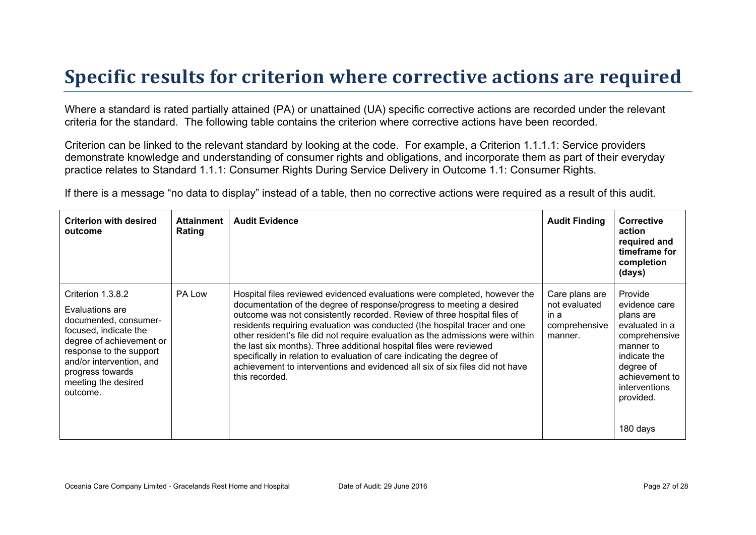# Specific results for criterion where corrective actions are required

Where a standard is rated partially attained (PA) or unattained (UA) specific corrective actions are recorded under the relevant criteria for the standard. The following table contains the criterion where corrective actions have been recorded.

Criterion can be linked to the relevant standard by looking at the code. For example, a Criterion 1.1.1.1: Service providers demonstrate knowledge and understanding of consumer rights and obligations, and incorporate them as part of their everyday practice relates to Standard 1.1.1: Consumer Rights During Service Delivery in Outcome 1.1: Consumer Rights.

If there is a message "no data to display" instead of a table, then no corrective actions were required as a result of this audit.

| Criterion with desired outcome | Attainment Rating | Audit Evidence | Audit Finding | Corrective action required and timeframe for completion (days) |
|---|---|---|---|---|
| Criterion 1.3.8.2<br><br>Evaluations are documented, consumer-focused, indicate the degree of achievement or response to the support and/or intervention, and progress towards meeting the desired outcome. | PA Low | Hospital files reviewed evidenced evaluations were completed, however the documentation of the degree of response/progress to meeting a desired outcome was not consistently recorded. Review of three hospital files of residents requiring evaluation was conducted (the hospital tracer and one other resident's file did not require evaluation as the admissions were within the last six months). Three additional hospital files were reviewed specifically in relation to evaluation of care indicating the degree of achievement to interventions and evidenced all six of six files did not have this recorded. | Care plans are not evaluated in a comprehensive manner. | Provide evidence care plans are evaluated in a comprehensive manner to indicate the degree of achievement to interventions provided.<br><br>180 days |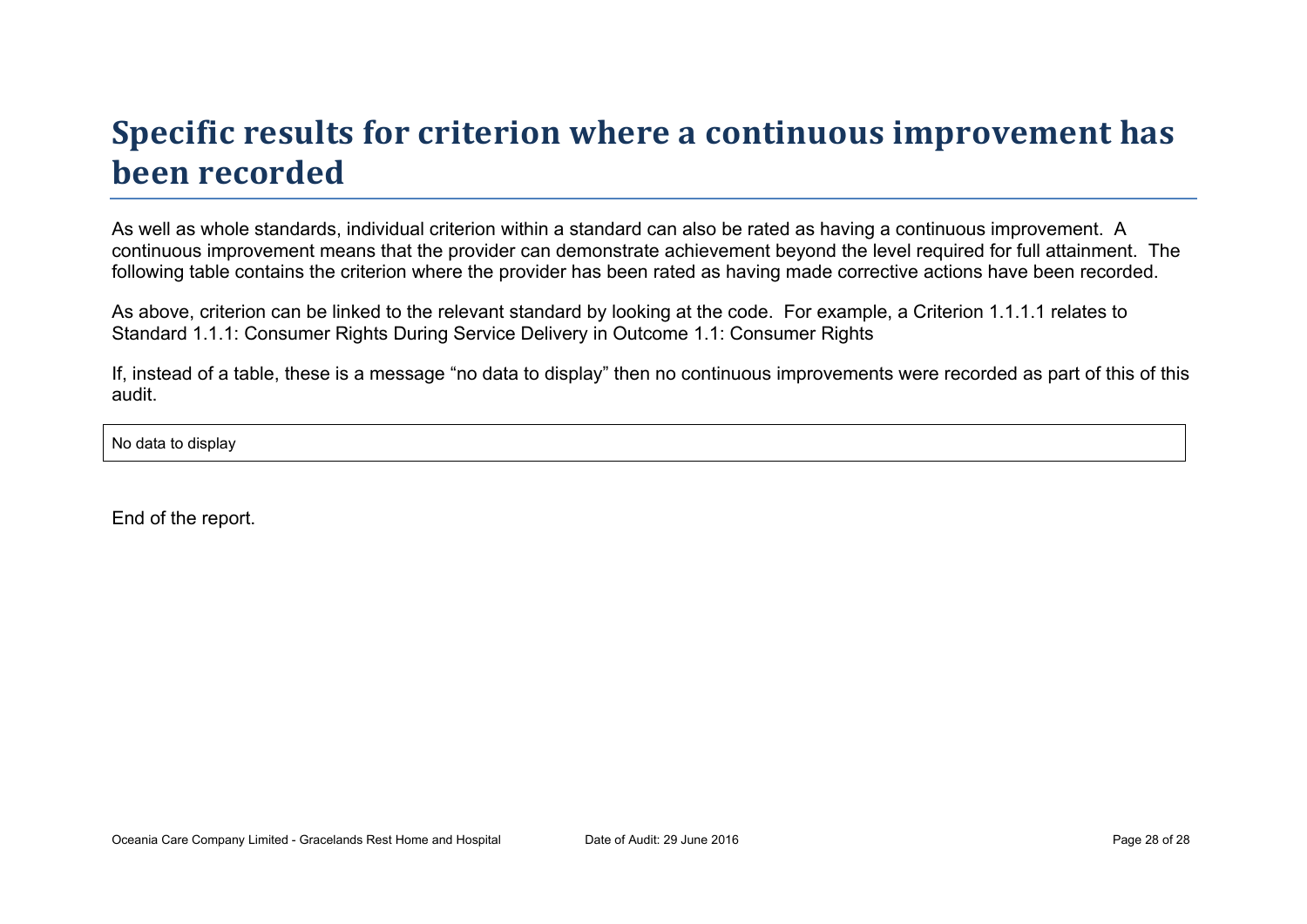# Specific results for criterion where a continuous improvement has been recorded

As well as whole standards, individual criterion within a standard can also be rated as having a continuous improvement. A continuous improvement means that the provider can demonstrate achievement beyond the level required for full attainment. The following table contains the criterion where the provider has been rated as having made corrective actions have been recorded.

As above, criterion can be linked to the relevant standard by looking at the code. For example, a Criterion 1.1.1.1 relates to Standard 1.1.1: Consumer Rights During Service Delivery in Outcome 1.1: Consumer Rights

If, instead of a table, these is a message “no data to display” then no continuous improvements were recorded as part of this of this audit.

| |
|---|
| No data to display |

End of the report.